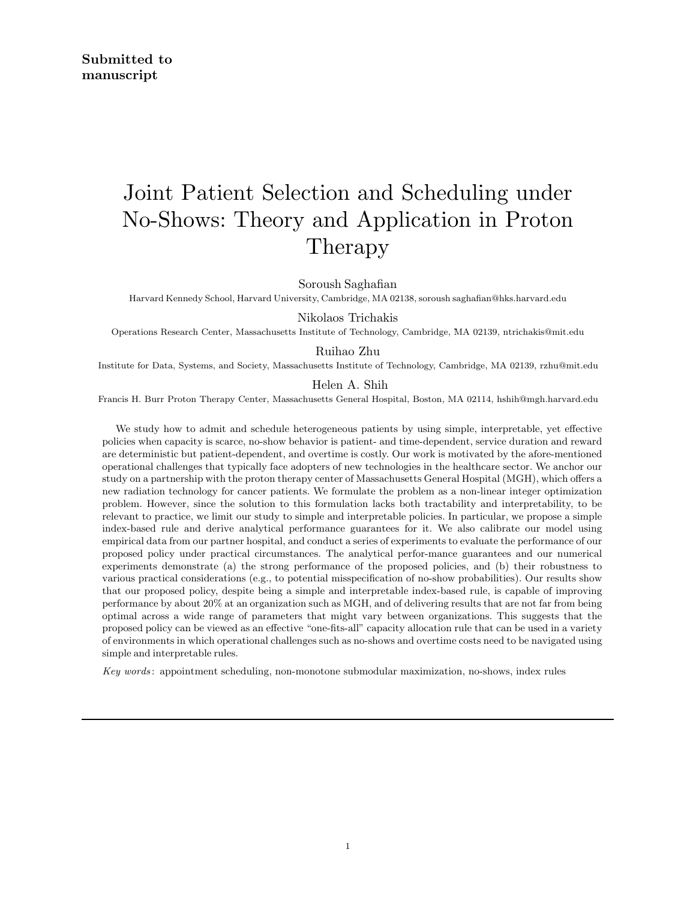**Submitted to**
**manuscript**

# Joint Patient Selection and Scheduling under No-Shows: Theory and Application in Proton Therapy

Soroush Saghafian

Harvard Kennedy School, Harvard University, Cambridge, MA 02138, soroush saghafian@hks.harvard.edu

Nikolaos Trichakis

Operations Research Center, Massachusetts Institute of Technology, Cambridge, MA 02139, ntrichakis@mit.edu

Ruihao Zhu

Institute for Data, Systems, and Society, Massachusetts Institute of Technology, Cambridge, MA 02139, rzhu@mit.edu

Helen A. Shih

Francis H. Burr Proton Therapy Center, Massachusetts General Hospital, Boston, MA 02114, hshih@mgh.harvard.edu

We study how to admit and schedule heterogeneous patients by using simple, interpretable, yet effective policies when capacity is scarce, no-show behavior is patient- and time-dependent, service duration and reward are deterministic but patient-dependent, and overtime is costly. Our work is motivated by the afore-mentioned operational challenges that typically face adopters of new technologies in the healthcare sector. We anchor our study on a partnership with the proton therapy center of Massachusetts General Hospital (MGH), which offers a new radiation technology for cancer patients. We formulate the problem as a non-linear integer optimization problem. However, since the solution to this formulation lacks both tractability and interpretability, to be relevant to practice, we limit our study to simple and interpretable policies. In particular, we propose a simple index-based rule and derive analytical performance guarantees for it. We also calibrate our model using empirical data from our partner hospital, and conduct a series of experiments to evaluate the performance of our proposed policy under practical circumstances. The analytical perfor-mance guarantees and our numerical experiments demonstrate (a) the strong performance of the proposed policies, and (b) their robustness to various practical considerations (e.g., to potential misspecification of no-show probabilities). Our results show that our proposed policy, despite being a simple and interpretable index-based rule, is capable of improving performance by about 20% at an organization such as MGH, and of delivering results that are not far from being optimal across a wide range of parameters that might vary between organizations. This suggests that the proposed policy can be viewed as an effective "one-fits-all" capacity allocation rule that can be used in a variety of environments in which operational challenges such as no-shows and overtime costs need to be navigated using simple and interpretable rules.

*Key words*: appointment scheduling, non-monotone submodular maximization, no-shows, index rules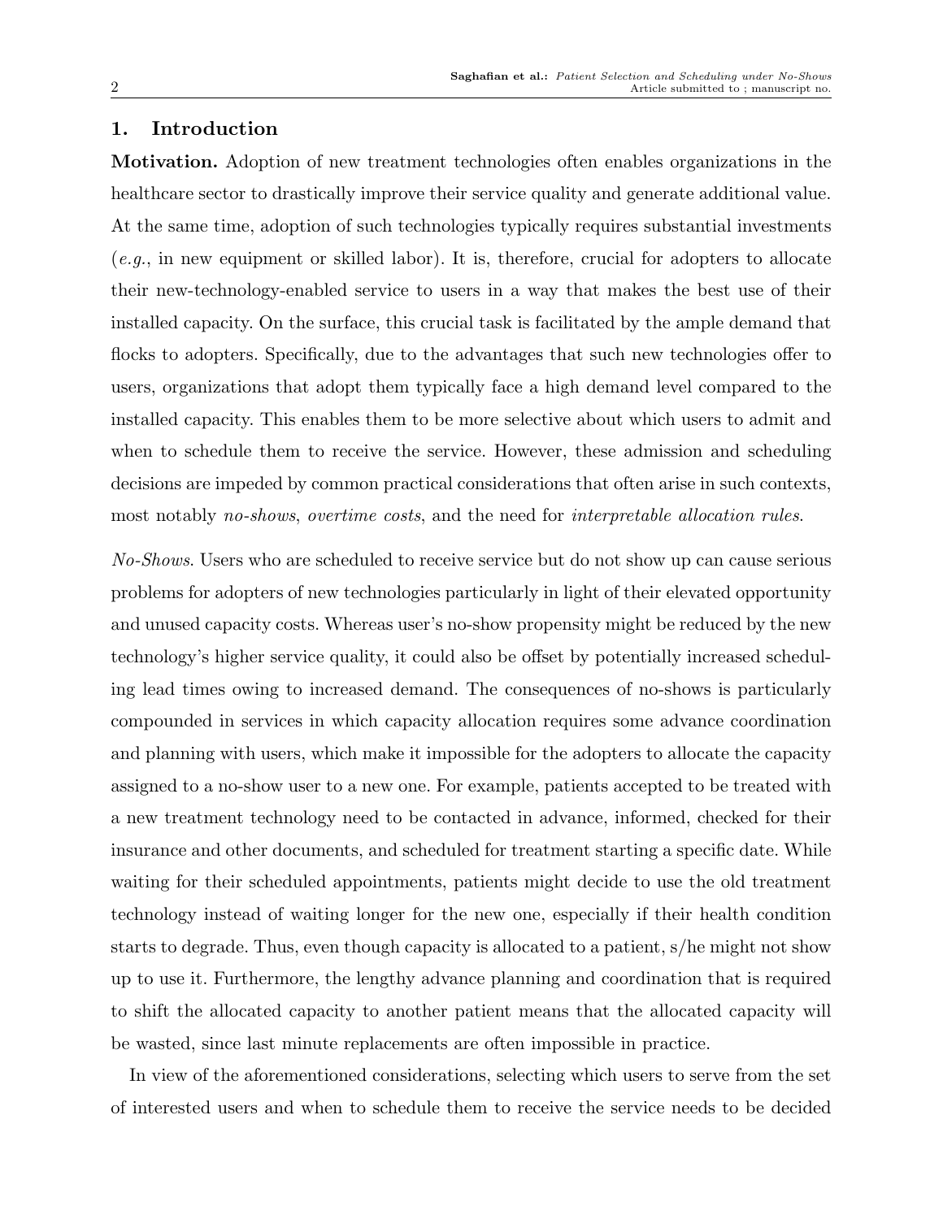## 1. Introduction

**Motivation.** Adoption of new treatment technologies often enables organizations in the healthcare sector to drastically improve their service quality and generate additional value. At the same time, adoption of such technologies typically requires substantial investments (*e.g.*, in new equipment or skilled labor). It is, therefore, crucial for adopters to allocate their new-technology-enabled service to users in a way that makes the best use of their installed capacity. On the surface, this crucial task is facilitated by the ample demand that flocks to adopters. Specifically, due to the advantages that such new technologies offer to users, organizations that adopt them typically face a high demand level compared to the installed capacity. This enables them to be more selective about which users to admit and when to schedule them to receive the service. However, these admission and scheduling decisions are impeded by common practical considerations that often arise in such contexts, most notably *no-shows*, *overtime costs*, and the need for *interpretable allocation rules*.

*No-Shows*. Users who are scheduled to receive service but do not show up can cause serious problems for adopters of new technologies particularly in light of their elevated opportunity and unused capacity costs. Whereas user's no-show propensity might be reduced by the new technology's higher service quality, it could also be offset by potentially increased scheduling lead times owing to increased demand. The consequences of no-shows is particularly compounded in services in which capacity allocation requires some advance coordination and planning with users, which make it impossible for the adopters to allocate the capacity assigned to a no-show user to a new one. For example, patients accepted to be treated with a new treatment technology need to be contacted in advance, informed, checked for their insurance and other documents, and scheduled for treatment starting a specific date. While waiting for their scheduled appointments, patients might decide to use the old treatment technology instead of waiting longer for the new one, especially if their health condition starts to degrade. Thus, even though capacity is allocated to a patient, s/he might not show up to use it. Furthermore, the lengthy advance planning and coordination that is required to shift the allocated capacity to another patient means that the allocated capacity will be wasted, since last minute replacements are often impossible in practice.

In view of the aforementioned considerations, selecting which users to serve from the set of interested users and when to schedule them to receive the service needs to be decided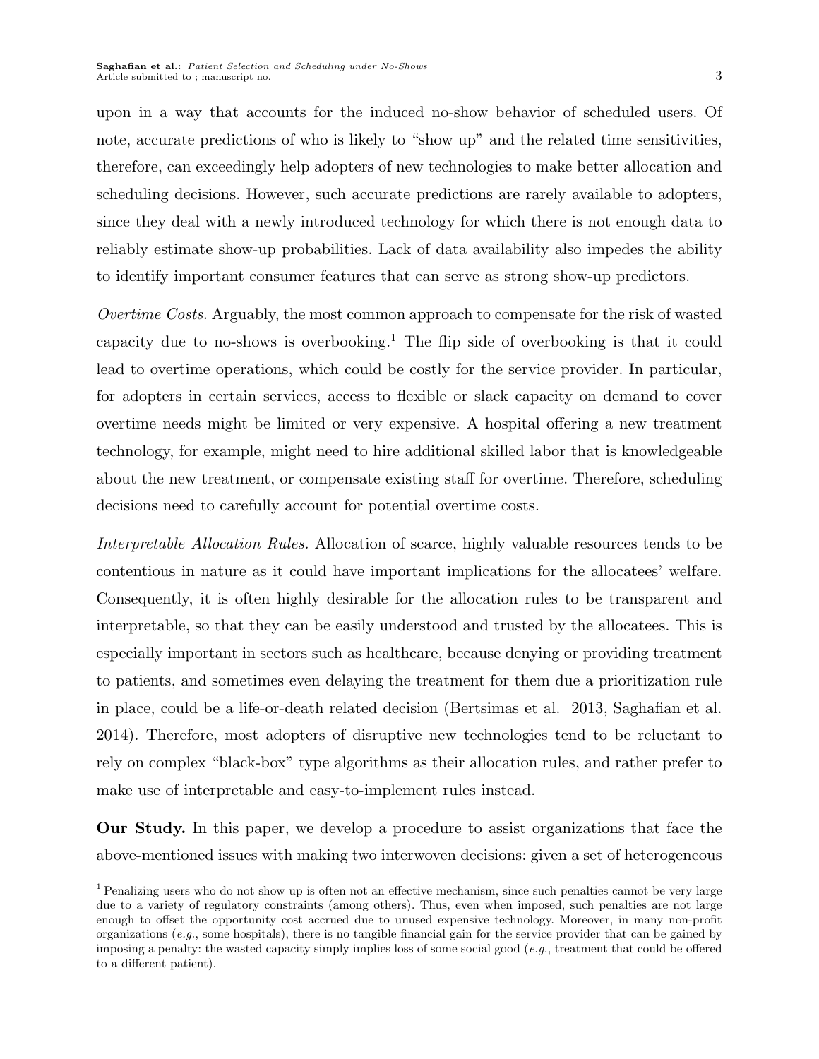upon in a way that accounts for the induced no-show behavior of scheduled users. Of note, accurate predictions of who is likely to "show up" and the related time sensitivities, therefore, can exceedingly help adopters of new technologies to make better allocation and scheduling decisions. However, such accurate predictions are rarely available to adopters, since they deal with a newly introduced technology for which there is not enough data to reliably estimate show-up probabilities. Lack of data availability also impedes the ability to identify important consumer features that can serve as strong show-up predictors.

*Overtime Costs.* Arguably, the most common approach to compensate for the risk of wasted capacity due to no-shows is overbooking.[1] The flip side of overbooking is that it could lead to overtime operations, which could be costly for the service provider. In particular, for adopters in certain services, access to flexible or slack capacity on demand to cover overtime needs might be limited or very expensive. A hospital offering a new treatment technology, for example, might need to hire additional skilled labor that is knowledgeable about the new treatment, or compensate existing staff for overtime. Therefore, scheduling decisions need to carefully account for potential overtime costs.

*Interpretable Allocation Rules.* Allocation of scarce, highly valuable resources tends to be contentious in nature as it could have important implications for the allocatees' welfare. Consequently, it is often highly desirable for the allocation rules to be transparent and interpretable, so that they can be easily understood and trusted by the allocatees. This is especially important in sectors such as healthcare, because denying or providing treatment to patients, and sometimes even delaying the treatment for them due a prioritization rule in place, could be a life-or-death related decision (Bertsimas et al. 2013, Saghafian et al. 2014). Therefore, most adopters of disruptive new technologies tend to be reluctant to rely on complex "black-box" type algorithms as their allocation rules, and rather prefer to make use of interpretable and easy-to-implement rules instead.

**Our Study.** In this paper, we develop a procedure to assist organizations that face the above-mentioned issues with making two interwoven decisions: given a set of heterogeneous

[1] Penalizing users who do not show up is often not an effective mechanism, since such penalties cannot be very large due to a variety of regulatory constraints (among others). Thus, even when imposed, such penalties are not large enough to offset the opportunity cost accrued due to unused expensive technology. Moreover, in many non-profit organizations (*e.g.*, some hospitals), there is no tangible financial gain for the service provider that can be gained by imposing a penalty: the wasted capacity simply implies loss of some social good (*e.g.*, treatment that could be offered to a different patient).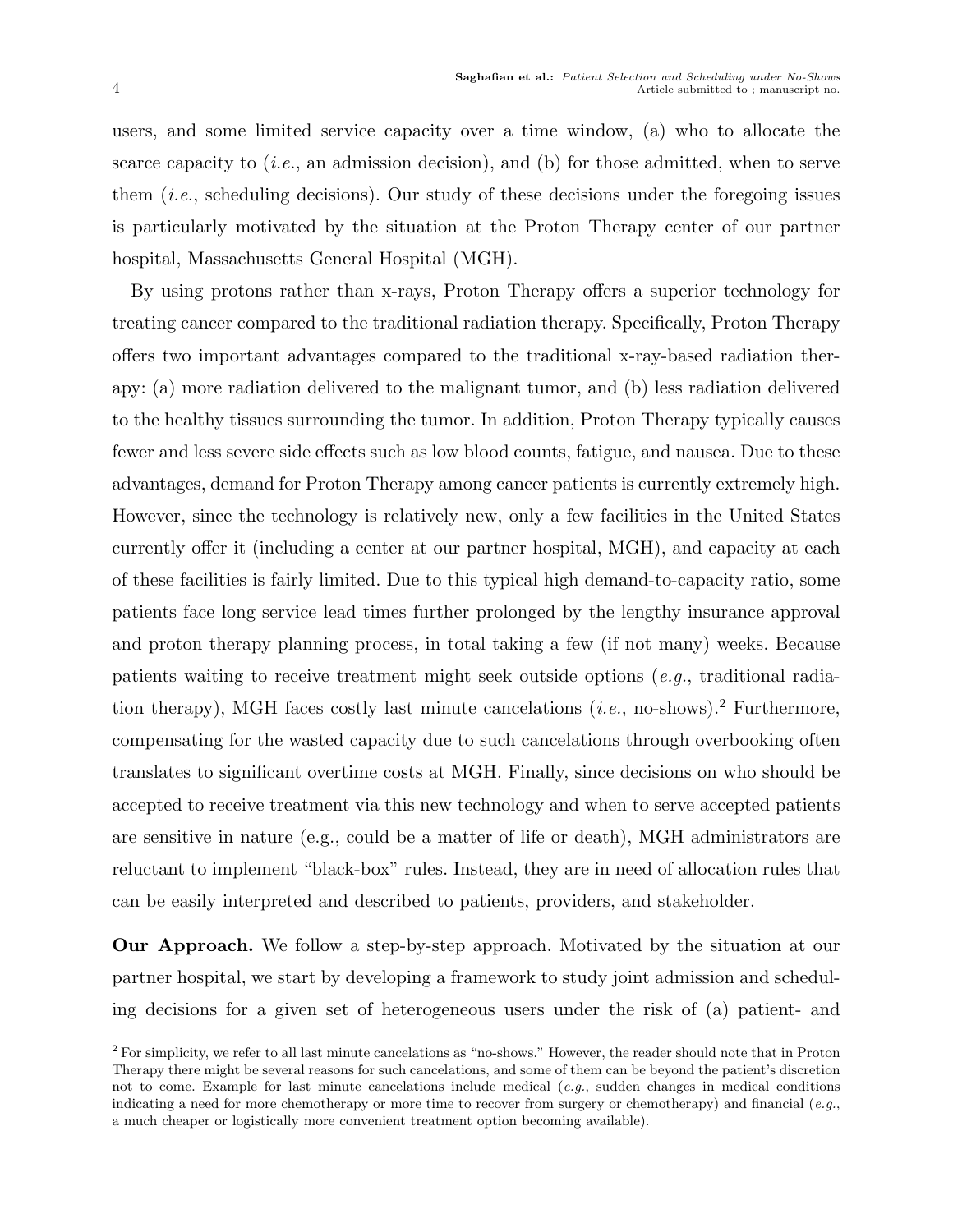users, and some limited service capacity over a time window, (a) who to allocate the scarce capacity to (*i.e.*, an admission decision), and (b) for those admitted, when to serve them (*i.e.*, scheduling decisions). Our study of these decisions under the foregoing issues is particularly motivated by the situation at the Proton Therapy center of our partner hospital, Massachusetts General Hospital (MGH).

By using protons rather than x-rays, Proton Therapy offers a superior technology for treating cancer compared to the traditional radiation therapy. Specifically, Proton Therapy offers two important advantages compared to the traditional x-ray-based radiation therapy: (a) more radiation delivered to the malignant tumor, and (b) less radiation delivered to the healthy tissues surrounding the tumor. In addition, Proton Therapy typically causes fewer and less severe side effects such as low blood counts, fatigue, and nausea. Due to these advantages, demand for Proton Therapy among cancer patients is currently extremely high. However, since the technology is relatively new, only a few facilities in the United States currently offer it (including a center at our partner hospital, MGH), and capacity at each of these facilities is fairly limited. Due to this typical high demand-to-capacity ratio, some patients face long service lead times further prolonged by the lengthy insurance approval and proton therapy planning process, in total taking a few (if not many) weeks. Because patients waiting to receive treatment might seek outside options (*e.g.*, traditional radiation therapy), MGH faces costly last minute cancelations (*i.e.*, no-shows).[2] Furthermore, compensating for the wasted capacity due to such cancelations through overbooking often translates to significant overtime costs at MGH. Finally, since decisions on who should be accepted to receive treatment via this new technology and when to serve accepted patients are sensitive in nature (e.g., could be a matter of life or death), MGH administrators are reluctant to implement "black-box" rules. Instead, they are in need of allocation rules that can be easily interpreted and described to patients, providers, and stakeholder.

**Our Approach.** We follow a step-by-step approach. Motivated by the situation at our partner hospital, we start by developing a framework to study joint admission and scheduling decisions for a given set of heterogeneous users under the risk of (a) patient- and

[2] For simplicity, we refer to all last minute cancelations as "no-shows." However, the reader should note that in Proton Therapy there might be several reasons for such cancelations, and some of them can be beyond the patient's discretion not to come. Example for last minute cancelations include medical (*e.g.*, sudden changes in medical conditions indicating a need for more chemotherapy or more time to recover from surgery or chemotherapy) and financial (*e.g.*, a much cheaper or logistically more convenient treatment option becoming available).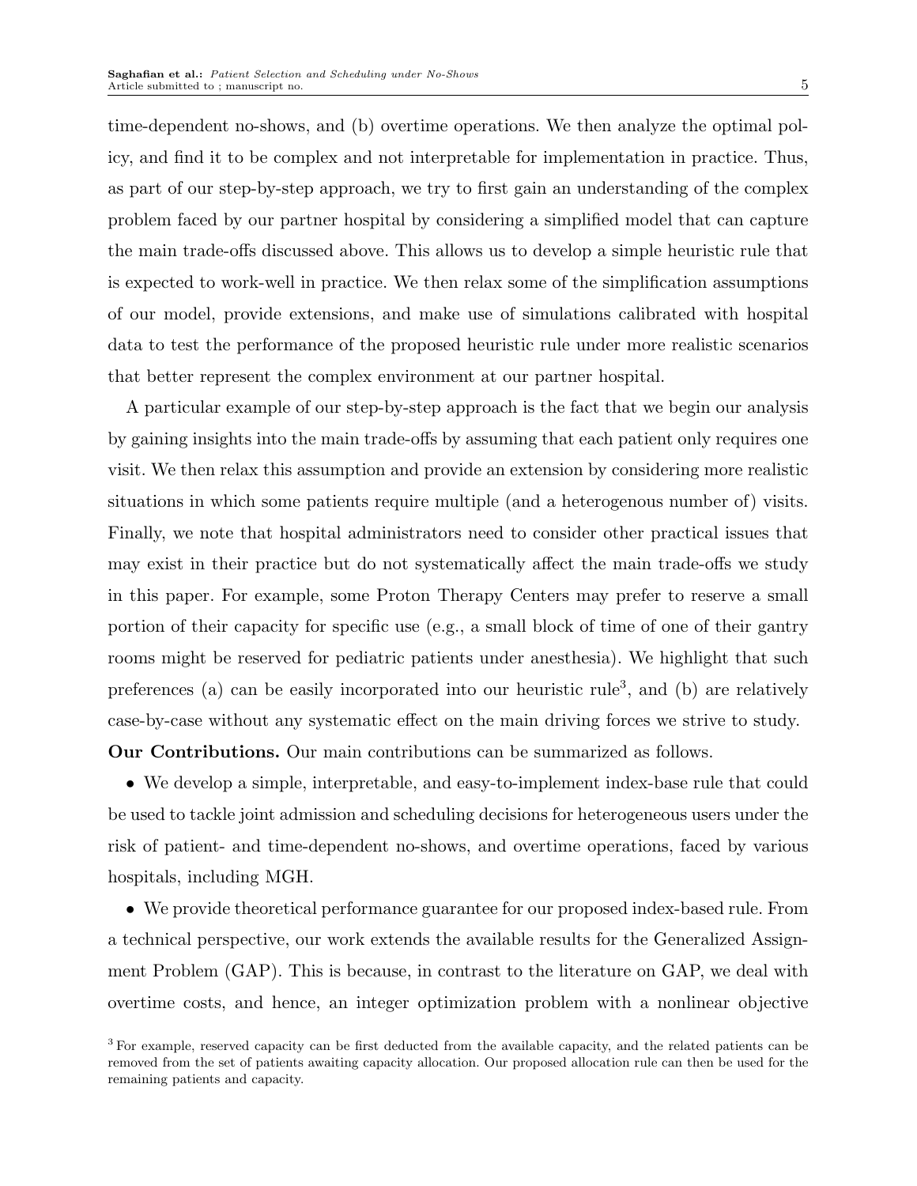time-dependent no-shows, and (b) overtime operations. We then analyze the optimal policy, and find it to be complex and not interpretable for implementation in practice. Thus, as part of our step-by-step approach, we try to first gain an understanding of the complex problem faced by our partner hospital by considering a simplified model that can capture the main trade-offs discussed above. This allows us to develop a simple heuristic rule that is expected to work-well in practice. We then relax some of the simplification assumptions of our model, provide extensions, and make use of simulations calibrated with hospital data to test the performance of the proposed heuristic rule under more realistic scenarios that better represent the complex environment at our partner hospital.

A particular example of our step-by-step approach is the fact that we begin our analysis by gaining insights into the main trade-offs by assuming that each patient only requires one visit. We then relax this assumption and provide an extension by considering more realistic situations in which some patients require multiple (and a heterogenous number of) visits. Finally, we note that hospital administrators need to consider other practical issues that may exist in their practice but do not systematically affect the main trade-offs we study in this paper. For example, some Proton Therapy Centers may prefer to reserve a small portion of their capacity for specific use (e.g., a small block of time of one of their gantry rooms might be reserved for pediatric patients under anesthesia). We highlight that such preferences (a) can be easily incorporated into our heuristic rule[3], and (b) are relatively case-by-case without any systematic effect on the main driving forces we strive to study.

**Our Contributions.** Our main contributions can be summarized as follows.

- We develop a simple, interpretable, and easy-to-implement index-base rule that could be used to tackle joint admission and scheduling decisions for heterogeneous users under the risk of patient- and time-dependent no-shows, and overtime operations, faced by various hospitals, including MGH.

- We provide theoretical performance guarantee for our proposed index-based rule. From a technical perspective, our work extends the available results for the Generalized Assignment Problem (GAP). This is because, in contrast to the literature on GAP, we deal with overtime costs, and hence, an integer optimization problem with a nonlinear objective

[3] For example, reserved capacity can be first deducted from the available capacity, and the related patients can be removed from the set of patients awaiting capacity allocation. Our proposed allocation rule can then be used for the remaining patients and capacity.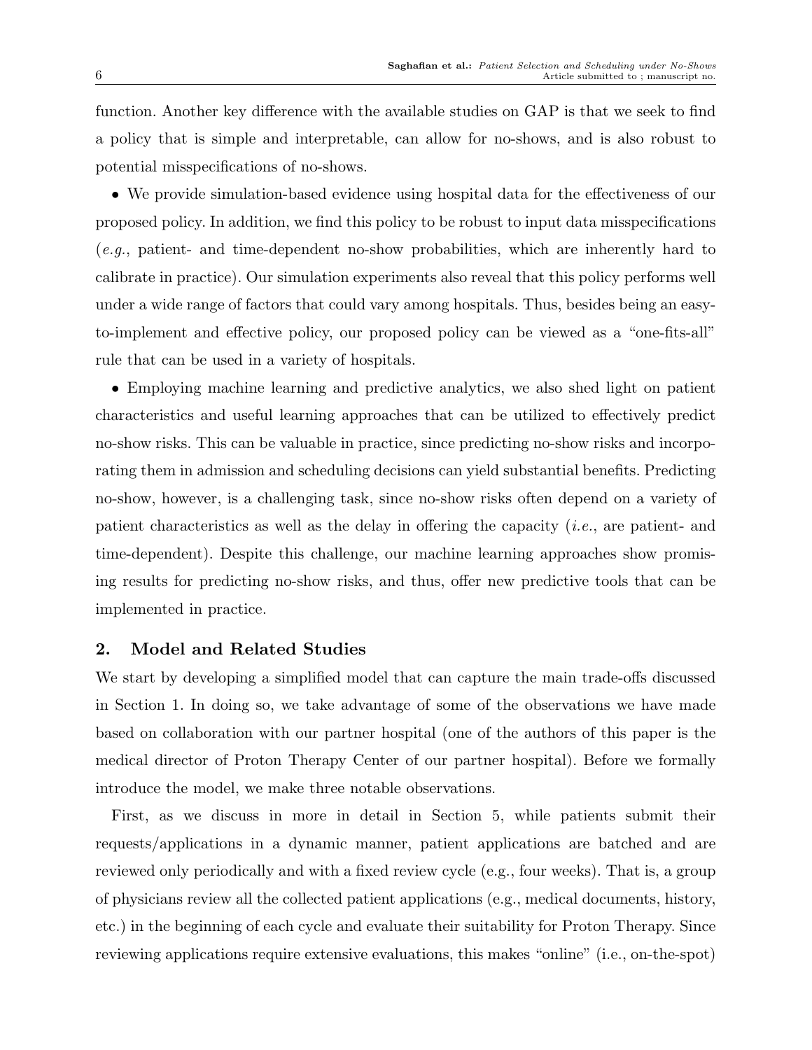function. Another key difference with the available studies on GAP is that we seek to find a policy that is simple and interpretable, can allow for no-shows, and is also robust to potential misspecifications of no-shows.

- We provide simulation-based evidence using hospital data for the effectiveness of our proposed policy. In addition, we find this policy to be robust to input data misspecifications (*e.g.*, patient- and time-dependent no-show probabilities, which are inherently hard to calibrate in practice). Our simulation experiments also reveal that this policy performs well under a wide range of factors that could vary among hospitals. Thus, besides being an easy-to-implement and effective policy, our proposed policy can be viewed as a "one-fits-all" rule that can be used in a variety of hospitals.

- Employing machine learning and predictive analytics, we also shed light on patient characteristics and useful learning approaches that can be utilized to effectively predict no-show risks. This can be valuable in practice, since predicting no-show risks and incorporating them in admission and scheduling decisions can yield substantial benefits. Predicting no-show, however, is a challenging task, since no-show risks often depend on a variety of patient characteristics as well as the delay in offering the capacity (*i.e.*, are patient- and time-dependent). Despite this challenge, our machine learning approaches show promising results for predicting no-show risks, and thus, offer new predictive tools that can be implemented in practice.

## 2. Model and Related Studies

We start by developing a simplified model that can capture the main trade-offs discussed in Section 1. In doing so, we take advantage of some of the observations we have made based on collaboration with our partner hospital (one of the authors of this paper is the medical director of Proton Therapy Center of our partner hospital). Before we formally introduce the model, we make three notable observations.

First, as we discuss in more in detail in Section 5, while patients submit their requests/applications in a dynamic manner, patient applications are batched and are reviewed only periodically and with a fixed review cycle (e.g., four weeks). That is, a group of physicians review all the collected patient applications (e.g., medical documents, history, etc.) in the beginning of each cycle and evaluate their suitability for Proton Therapy. Since reviewing applications require extensive evaluations, this makes "online" (i.e., on-the-spot)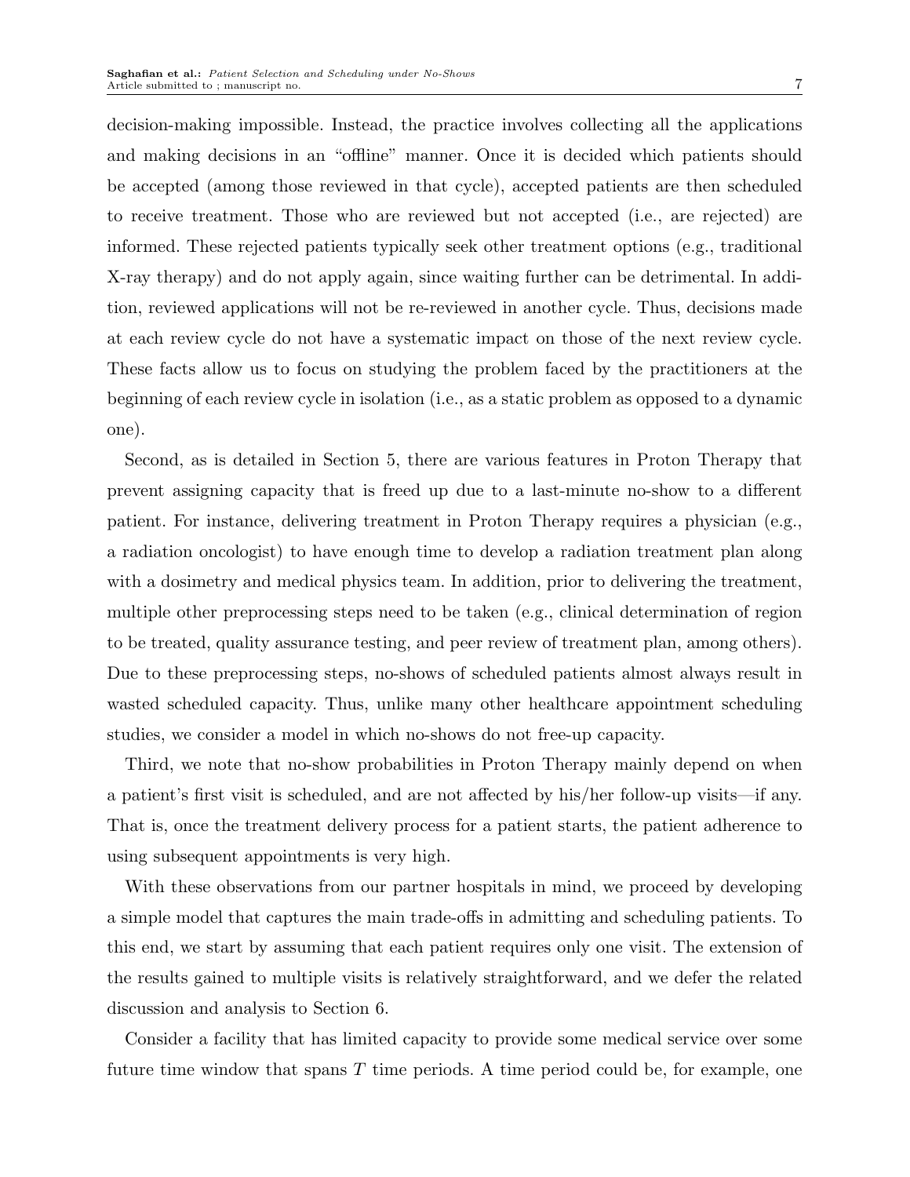decision-making impossible. Instead, the practice involves collecting all the applications and making decisions in an "offline" manner. Once it is decided which patients should be accepted (among those reviewed in that cycle), accepted patients are then scheduled to receive treatment. Those who are reviewed but not accepted (i.e., are rejected) are informed. These rejected patients typically seek other treatment options (e.g., traditional X-ray therapy) and do not apply again, since waiting further can be detrimental. In addition, reviewed applications will not be re-reviewed in another cycle. Thus, decisions made at each review cycle do not have a systematic impact on those of the next review cycle. These facts allow us to focus on studying the problem faced by the practitioners at the beginning of each review cycle in isolation (i.e., as a static problem as opposed to a dynamic one).

Second, as is detailed in Section 5, there are various features in Proton Therapy that prevent assigning capacity that is freed up due to a last-minute no-show to a different patient. For instance, delivering treatment in Proton Therapy requires a physician (e.g., a radiation oncologist) to have enough time to develop a radiation treatment plan along with a dosimetry and medical physics team. In addition, prior to delivering the treatment, multiple other preprocessing steps need to be taken (e.g., clinical determination of region to be treated, quality assurance testing, and peer review of treatment plan, among others). Due to these preprocessing steps, no-shows of scheduled patients almost always result in wasted scheduled capacity. Thus, unlike many other healthcare appointment scheduling studies, we consider a model in which no-shows do not free-up capacity.

Third, we note that no-show probabilities in Proton Therapy mainly depend on when a patient's first visit is scheduled, and are not affected by his/her follow-up visits—if any. That is, once the treatment delivery process for a patient starts, the patient adherence to using subsequent appointments is very high.

With these observations from our partner hospitals in mind, we proceed by developing a simple model that captures the main trade-offs in admitting and scheduling patients. To this end, we start by assuming that each patient requires only one visit. The extension of the results gained to multiple visits is relatively straightforward, and we defer the related discussion and analysis to Section 6.

Consider a facility that has limited capacity to provide some medical service over some future time window that spans $T$ time periods. A time period could be, for example, one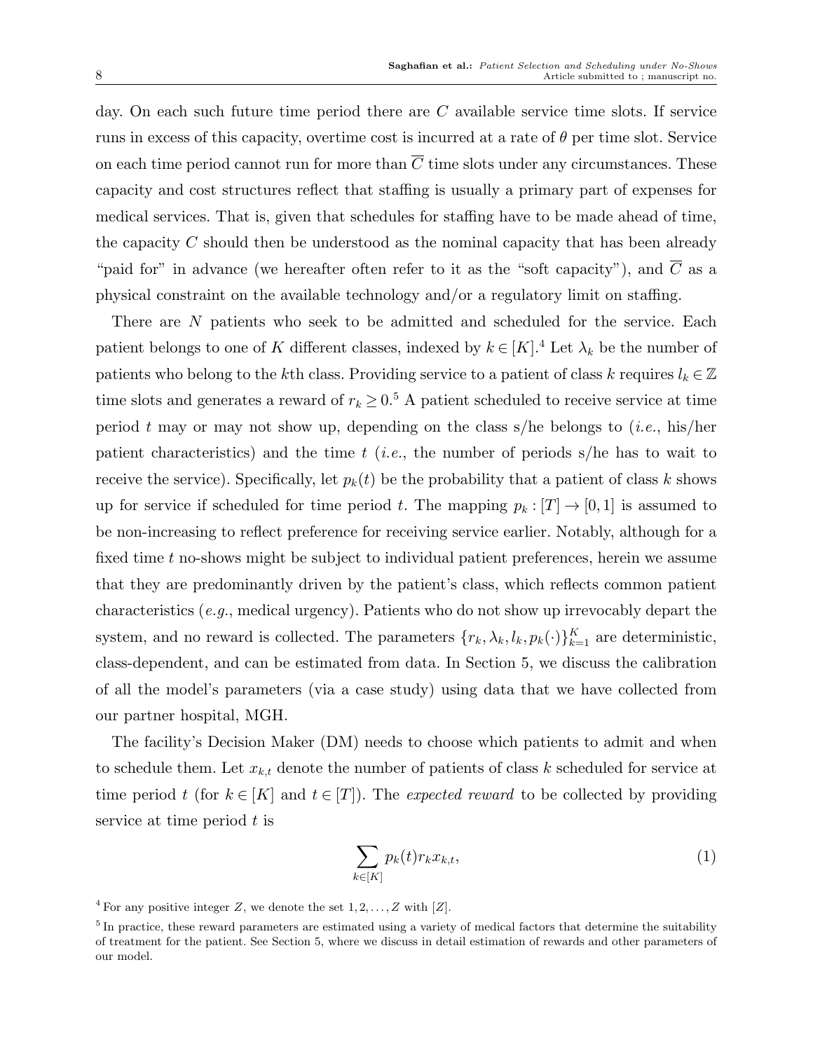day. On each such future time period there are $C$ available service time slots. If service runs in excess of this capacity, overtime cost is incurred at a rate of $\theta$ per time slot. Service on each time period cannot run for more than $\overline{C}$ time slots under any circumstances. These capacity and cost structures reflect that staffing is usually a primary part of expenses for medical services. That is, given that schedules for staffing have to be made ahead of time, the capacity $C$ should then be understood as the nominal capacity that has been already "paid for" in advance (we hereafter often refer to it as the "soft capacity"), and $\overline{C}$ as a physical constraint on the available technology and/or a regulatory limit on staffing.

There are $N$ patients who seek to be admitted and scheduled for the service. Each patient belongs to one of $K$ different classes, indexed by $k \in [K]$.[4] Let $\lambda_k$ be the number of patients who belong to the $k$th class. Providing service to a patient of class $k$ requires $l_k \in \mathbb{Z}$ time slots and generates a reward of $r_k \geq 0$.[5] A patient scheduled to receive service at time period $t$ may or may not show up, depending on the class s/he belongs to (*i.e.*, his/her patient characteristics) and the time $t$ (*i.e.*, the number of periods s/he has to wait to receive the service). Specifically, let $p_k(t)$ be the probability that a patient of class $k$ shows up for service if scheduled for time period $t$. The mapping $p_k : [T] \to [0,1]$ is assumed to be non-increasing to reflect preference for receiving service earlier. Notably, although for a fixed time $t$ no-shows might be subject to individual patient preferences, herein we assume that they are predominantly driven by the patient's class, which reflects common patient characteristics (*e.g.*, medical urgency). Patients who do not show up irrevocably depart the system, and no reward is collected. The parameters $\{r_k, \lambda_k, l_k, p_k(\cdot)\}_{k=1}^K$ are deterministic, class-dependent, and can be estimated from data. In Section 5, we discuss the calibration of all the model's parameters (via a case study) using data that we have collected from our partner hospital, MGH.

The facility's Decision Maker (DM) needs to choose which patients to admit and when to schedule them. Let $x_{k,t}$ denote the number of patients of class $k$ scheduled for service at time period $t$ (for $k \in [K]$ and $t \in [T]$). The *expected reward* to be collected by providing service at time period $t$ is

$$\sum_{k \in [K]} p_k(t) r_k x_{k,t}, \tag{1}$$

[4] For any positive integer $Z$, we denote the set $1, 2, \ldots, Z$ with $[Z]$.

[5] In practice, these reward parameters are estimated using a variety of medical factors that determine the suitability of treatment for the patient. See Section 5, where we discuss in detail estimation of rewards and other parameters of our model.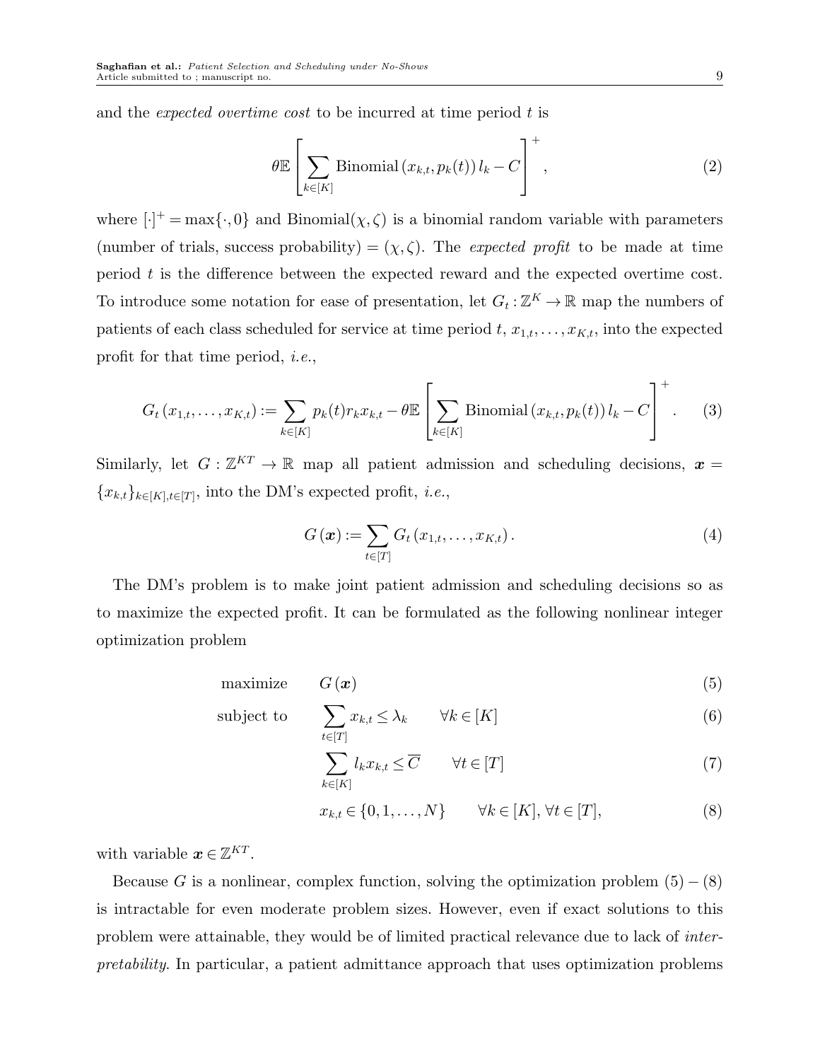and the *expected overtime cost* to be incurred at time period $t$ is

$$\theta \mathbb{E}\left[\sum_{k\in[K]} \text{Binomial}\left(x_{k,t}, p_k(t)\right) l_k - C\right]^+, \tag{2}$$

where $[\cdot]^+ = \max\{\cdot, 0\}$ and Binomial$(\chi, \zeta)$ is a binomial random variable with parameters (number of trials, success probability) $= (\chi, \zeta)$. The *expected profit* to be made at time period $t$ is the difference between the expected reward and the expected overtime cost. To introduce some notation for ease of presentation, let $G_t : \mathbb{Z}^K \to \mathbb{R}$ map the numbers of patients of each class scheduled for service at time period $t$, $x_{1,t}, \ldots, x_{K,t}$, into the expected profit for that time period, *i.e.*,

$$G_t\left(x_{1,t}, \ldots, x_{K,t}\right) := \sum_{k\in[K]} p_k(t) r_k x_{k,t} - \theta \mathbb{E}\left[\sum_{k\in[K]} \text{Binomial}\left(x_{k,t}, p_k(t)\right) l_k - C\right]^+. \tag{3}$$

Similarly, let $G : \mathbb{Z}^{KT} \to \mathbb{R}$ map all patient admission and scheduling decisions, $\boldsymbol{x} = \{x_{k,t}\}_{k\in[K], t\in[T]}$, into the DM's expected profit, *i.e.*,

$$G\left(\boldsymbol{x}\right) := \sum_{t\in[T]} G_t\left(x_{1,t}, \ldots, x_{K,t}\right). \tag{4}$$

The DM's problem is to make joint patient admission and scheduling decisions so as to maximize the expected profit. It can be formulated as the following nonlinear integer optimization problem

$$\begin{aligned}
\text{maximize} \quad & G\left(\boldsymbol{x}\right) & (5)\\
\text{subject to} \quad & \sum_{t\in[T]} x_{k,t} \le \lambda_k \qquad \forall k \in [K] & (6)\\
& \sum_{k\in[K]} l_k x_{k,t} \le \overline{C} \qquad \forall t \in [T] & (7)\\
& x_{k,t} \in \{0, 1, \ldots, N\} \qquad \forall k \in [K], \forall t \in [T], & (8)
\end{aligned}$$

with variable $\boldsymbol{x} \in \mathbb{Z}^{KT}$.

Because $G$ is a nonlinear, complex function, solving the optimization problem (5) – (8) is intractable for even moderate problem sizes. However, even if exact solutions to this problem were attainable, they would be of limited practical relevance due to lack of *interpretability*. In particular, a patient admittance approach that uses optimization problems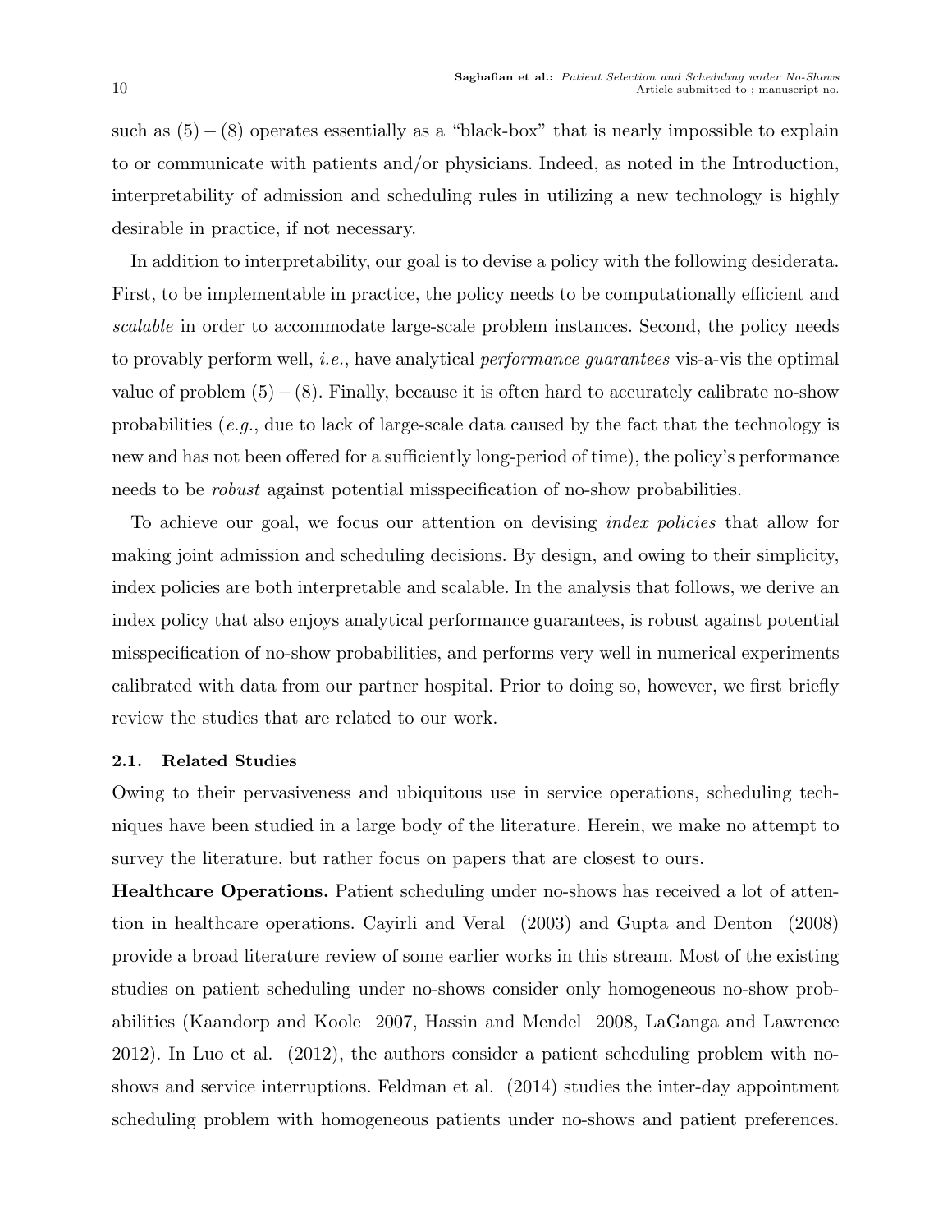such as $(5)-(8)$ operates essentially as a "black-box" that is nearly impossible to explain to or communicate with patients and/or physicians. Indeed, as noted in the Introduction, interpretability of admission and scheduling rules in utilizing a new technology is highly desirable in practice, if not necessary.

In addition to interpretability, our goal is to devise a policy with the following desiderata. First, to be implementable in practice, the policy needs to be computationally efficient and *scalable* in order to accommodate large-scale problem instances. Second, the policy needs to provably perform well, *i.e.*, have analytical *performance guarantees* vis-a-vis the optimal value of problem $(5)-(8)$. Finally, because it is often hard to accurately calibrate no-show probabilities (*e.g.*, due to lack of large-scale data caused by the fact that the technology is new and has not been offered for a sufficiently long-period of time), the policy's performance needs to be *robust* against potential misspecification of no-show probabilities.

To achieve our goal, we focus our attention on devising *index policies* that allow for making joint admission and scheduling decisions. By design, and owing to their simplicity, index policies are both interpretable and scalable. In the analysis that follows, we derive an index policy that also enjoys analytical performance guarantees, is robust against potential misspecification of no-show probabilities, and performs very well in numerical experiments calibrated with data from our partner hospital. Prior to doing so, however, we first briefly review the studies that are related to our work.

### 2.1. Related Studies

Owing to their pervasiveness and ubiquitous use in service operations, scheduling techniques have been studied in a large body of the literature. Herein, we make no attempt to survey the literature, but rather focus on papers that are closest to ours.

**Healthcare Operations.** Patient scheduling under no-shows has received a lot of attention in healthcare operations. Cayirli and Veral (2003) and Gupta and Denton (2008) provide a broad literature review of some earlier works in this stream. Most of the existing studies on patient scheduling under no-shows consider only homogeneous no-show probabilities (Kaandorp and Koole 2007, Hassin and Mendel 2008, LaGanga and Lawrence 2012). In Luo et al. (2012), the authors consider a patient scheduling problem with no-shows and service interruptions. Feldman et al. (2014) studies the inter-day appointment scheduling problem with homogeneous patients under no-shows and patient preferences.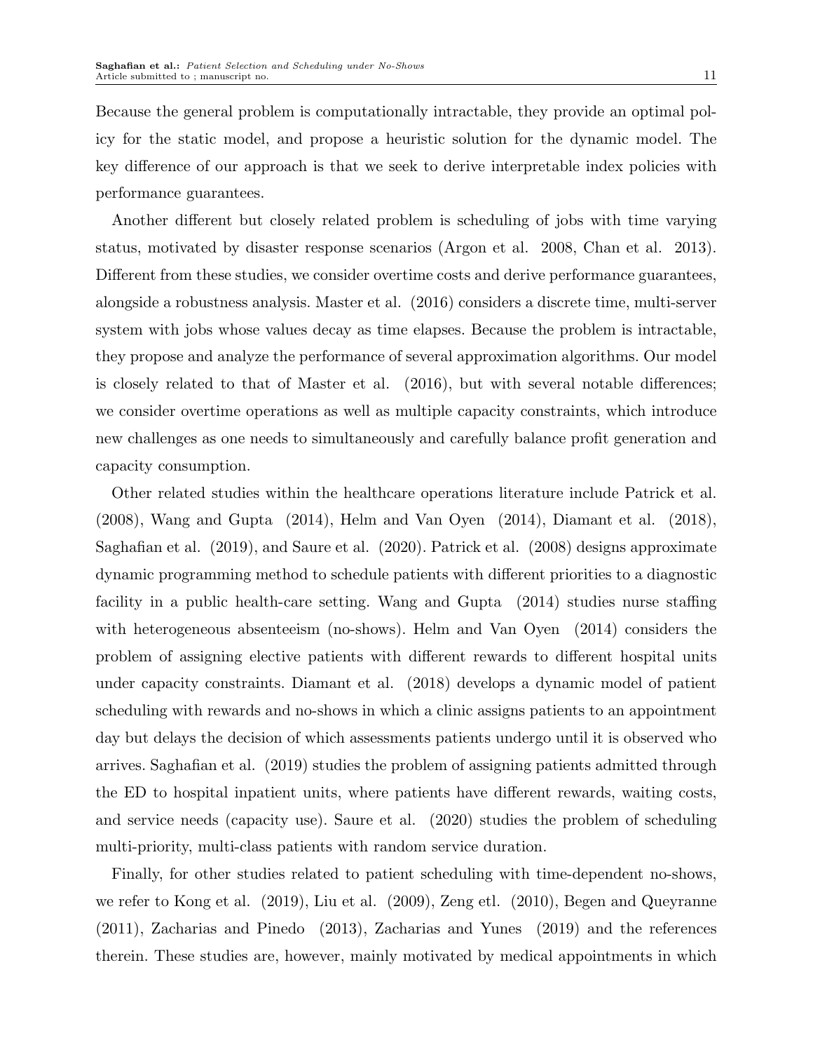Because the general problem is computationally intractable, they provide an optimal policy for the static model, and propose a heuristic solution for the dynamic model. The key difference of our approach is that we seek to derive interpretable index policies with performance guarantees.

Another different but closely related problem is scheduling of jobs with time varying status, motivated by disaster response scenarios (Argon et al. 2008, Chan et al. 2013). Different from these studies, we consider overtime costs and derive performance guarantees, alongside a robustness analysis. Master et al. (2016) considers a discrete time, multi-server system with jobs whose values decay as time elapses. Because the problem is intractable, they propose and analyze the performance of several approximation algorithms. Our model is closely related to that of Master et al. (2016), but with several notable differences; we consider overtime operations as well as multiple capacity constraints, which introduce new challenges as one needs to simultaneously and carefully balance profit generation and capacity consumption.

Other related studies within the healthcare operations literature include Patrick et al. (2008), Wang and Gupta (2014), Helm and Van Oyen (2014), Diamant et al. (2018), Saghafian et al. (2019), and Saure et al. (2020). Patrick et al. (2008) designs approximate dynamic programming method to schedule patients with different priorities to a diagnostic facility in a public health-care setting. Wang and Gupta (2014) studies nurse staffing with heterogeneous absenteeism (no-shows). Helm and Van Oyen (2014) considers the problem of assigning elective patients with different rewards to different hospital units under capacity constraints. Diamant et al. (2018) develops a dynamic model of patient scheduling with rewards and no-shows in which a clinic assigns patients to an appointment day but delays the decision of which assessments patients undergo until it is observed who arrives. Saghafian et al. (2019) studies the problem of assigning patients admitted through the ED to hospital inpatient units, where patients have different rewards, waiting costs, and service needs (capacity use). Saure et al. (2020) studies the problem of scheduling multi-priority, multi-class patients with random service duration.

Finally, for other studies related to patient scheduling with time-dependent no-shows, we refer to Kong et al. (2019), Liu et al. (2009), Zeng etl. (2010), Begen and Queyranne (2011), Zacharias and Pinedo (2013), Zacharias and Yunes (2019) and the references therein. These studies are, however, mainly motivated by medical appointments in which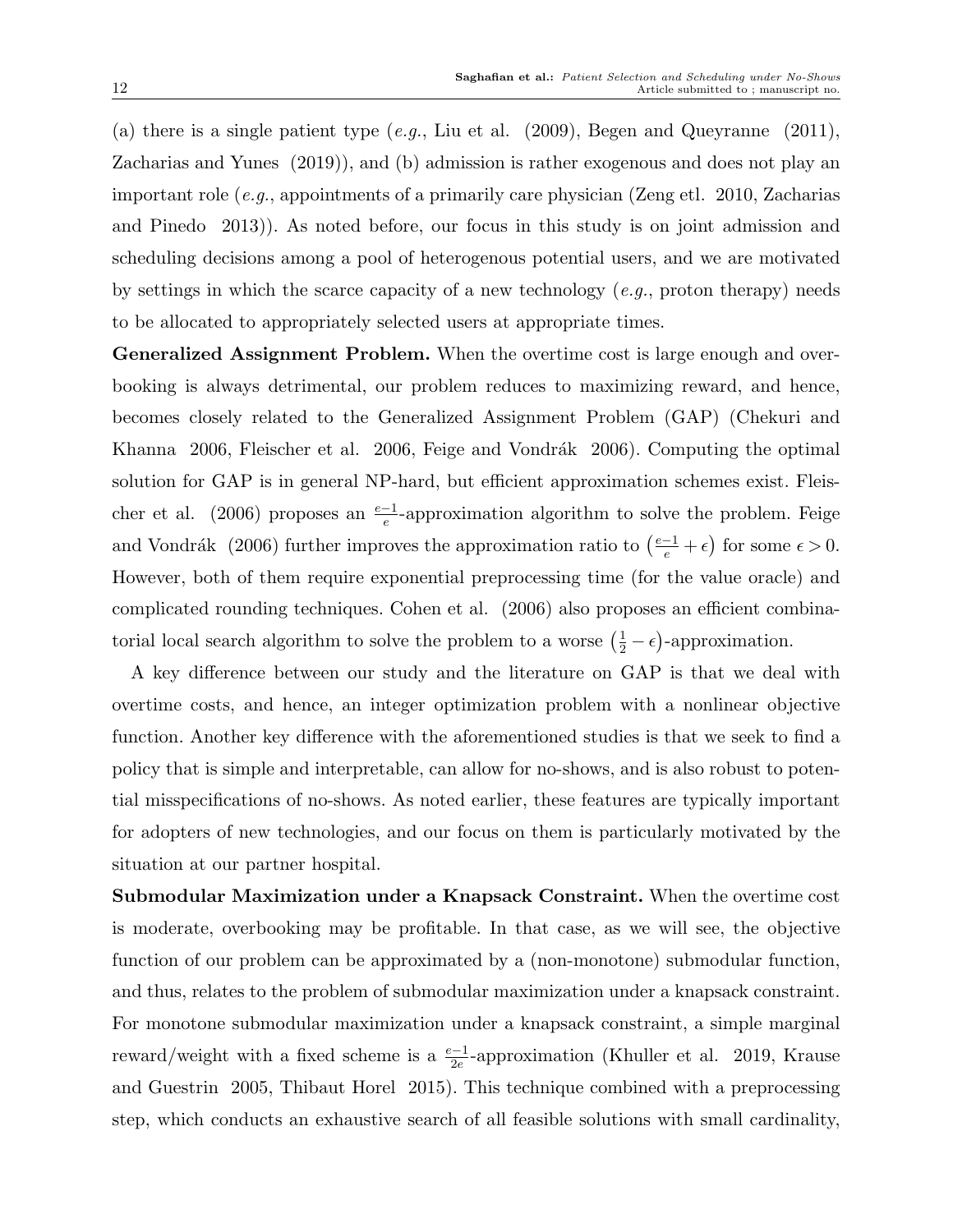(a) there is a single patient type (*e.g.*, Liu et al. (2009), Begen and Queyranne (2011), Zacharias and Yunes (2019)), and (b) admission is rather exogenous and does not play an important role (*e.g.*, appointments of a primarily care physician (Zeng etl. 2010, Zacharias and Pinedo 2013)). As noted before, our focus in this study is on joint admission and scheduling decisions among a pool of heterogenous potential users, and we are motivated by settings in which the scarce capacity of a new technology (*e.g.*, proton therapy) needs to be allocated to appropriately selected users at appropriate times.

**Generalized Assignment Problem.** When the overtime cost is large enough and overbooking is always detrimental, our problem reduces to maximizing reward, and hence, becomes closely related to the Generalized Assignment Problem (GAP) (Chekuri and Khanna 2006, Fleischer et al. 2006, Feige and Vondrák 2006). Computing the optimal solution for GAP is in general NP-hard, but efficient approximation schemes exist. Fleischer et al. (2006) proposes an $\frac{e-1}{e}$-approximation algorithm to solve the problem. Feige and Vondrák (2006) further improves the approximation ratio to $\left(\frac{e-1}{e}+\epsilon\right)$ for some $\epsilon > 0$. However, both of them require exponential preprocessing time (for the value oracle) and complicated rounding techniques. Cohen et al. (2006) also proposes an efficient combinatorial local search algorithm to solve the problem to a worse $\left(\frac{1}{2}-\epsilon\right)$-approximation.

A key difference between our study and the literature on GAP is that we deal with overtime costs, and hence, an integer optimization problem with a nonlinear objective function. Another key difference with the aforementioned studies is that we seek to find a policy that is simple and interpretable, can allow for no-shows, and is also robust to potential misspecifications of no-shows. As noted earlier, these features are typically important for adopters of new technologies, and our focus on them is particularly motivated by the situation at our partner hospital.

**Submodular Maximization under a Knapsack Constraint.** When the overtime cost is moderate, overbooking may be profitable. In that case, as we will see, the objective function of our problem can be approximated by a (non-monotone) submodular function, and thus, relates to the problem of submodular maximization under a knapsack constraint. For monotone submodular maximization under a knapsack constraint, a simple marginal reward/weight with a fixed scheme is a $\frac{e-1}{2e}$-approximation (Khuller et al. 2019, Krause and Guestrin 2005, Thibaut Horel 2015). This technique combined with a preprocessing step, which conducts an exhaustive search of all feasible solutions with small cardinality,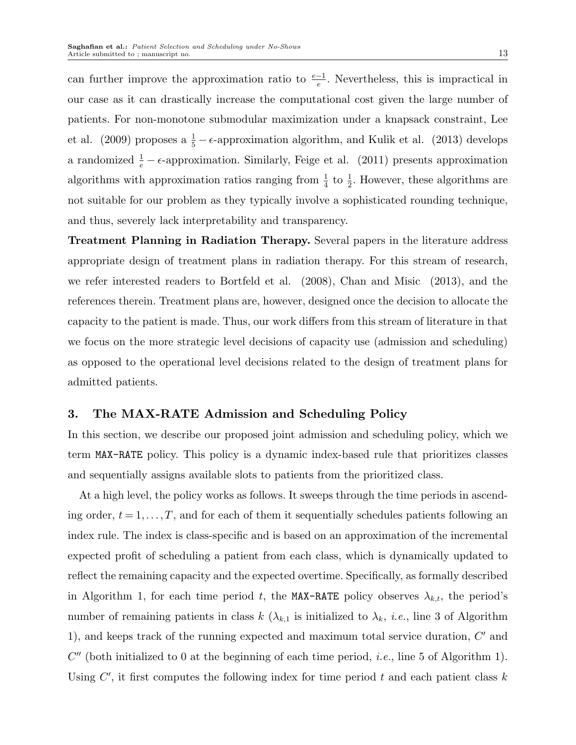can further improve the approximation ratio to $\frac{e-1}{e}$. Nevertheless, this is impractical in our case as it can drastically increase the computational cost given the large number of patients. For non-monotone submodular maximization under a knapsack constraint, Lee et al. (2009) proposes a $\frac{1}{5}-\epsilon$-approximation algorithm, and Kulik et al. (2013) develops a randomized $\frac{1}{e}-\epsilon$-approximation. Similarly, Feige et al. (2011) presents approximation algorithms with approximation ratios ranging from $\frac{1}{4}$ to $\frac{1}{2}$. However, these algorithms are not suitable for our problem as they typically involve a sophisticated rounding technique, and thus, severely lack interpretability and transparency.

**Treatment Planning in Radiation Therapy.** Several papers in the literature address appropriate design of treatment plans in radiation therapy. For this stream of research, we refer interested readers to Bortfeld et al. (2008), Chan and Misic (2013), and the references therein. Treatment plans are, however, designed once the decision to allocate the capacity to the patient is made. Thus, our work differs from this stream of literature in that we focus on the more strategic level decisions of capacity use (admission and scheduling) as opposed to the operational level decisions related to the design of treatment plans for admitted patients.

## 3. The MAX-RATE Admission and Scheduling Policy

In this section, we describe our proposed joint admission and scheduling policy, which we term `MAX-RATE` policy. This policy is a dynamic index-based rule that prioritizes classes and sequentially assigns available slots to patients from the prioritized class.

At a high level, the policy works as follows. It sweeps through the time periods in ascending order, $t = 1, \ldots, T$, and for each of them it sequentially schedules patients following an index rule. The index is class-specific and is based on an approximation of the incremental expected profit of scheduling a patient from each class, which is dynamically updated to reflect the remaining capacity and the expected overtime. Specifically, as formally described in Algorithm 1, for each time period $t$, the `MAX-RATE` policy observes $\lambda_{k,t}$, the period's number of remaining patients in class $k$ ($\lambda_{k,1}$ is initialized to $\lambda_k$, *i.e.*, line 3 of Algorithm 1), and keeps track of the running expected and maximum total service duration, $C'$ and $C''$ (both initialized to 0 at the beginning of each time period, *i.e.*, line 5 of Algorithm 1). Using $C'$, it first computes the following index for time period $t$ and each patient class $k$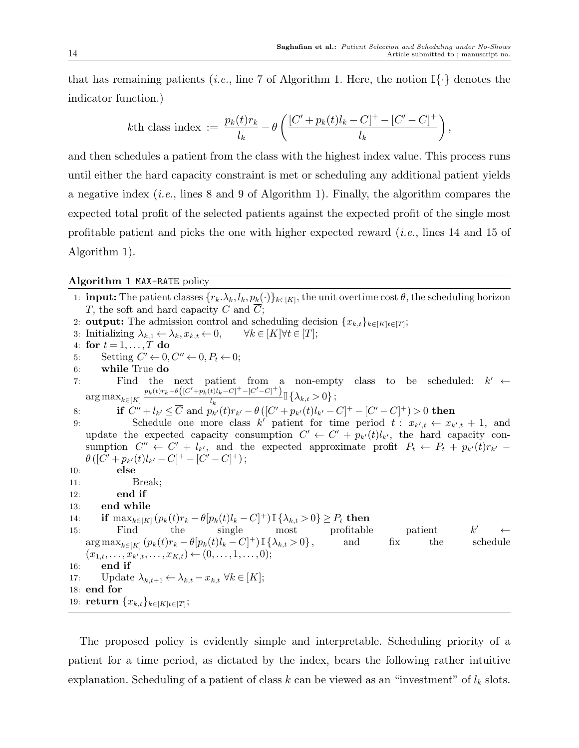that has remaining patients (*i.e.*, line 7 of Algorithm 1. Here, the notion $\mathbb{I}\{\cdot\}$ denotes the indicator function.)

$$k\text{th class index} := \frac{p_k(t)r_k}{l_k} - \theta\left(\frac{[C' + p_k(t)l_k - C]^+ - [C' - C]^+}{l_k}\right),$$

and then schedules a patient from the class with the highest index value. This process runs until either the hard capacity constraint is met or scheduling any additional patient yields a negative index (*i.e.*, lines 8 and 9 of Algorithm 1). Finally, the algorithm compares the expected total profit of the selected patients against the expected profit of the single most profitable patient and picks the one with higher expected reward (*i.e.*, lines 14 and 15 of Algorithm 1).

**Algorithm 1** MAX-RATE policy

1: **input:** The patient classes $\{r_k.\lambda_k, l_k, p_k(\cdot)\}_{k\in[K]}$, the unit overtime cost $\theta$, the scheduling horizon $T$, the soft and hard capacity $C$ and $\overline{C}$;
2: **output:** The admission control and scheduling decision $\{x_{k,t}\}_{k\in[K]t\in[T]}$;
3: Initializing $\lambda_{k,1} \leftarrow \lambda_k, x_{k,t} \leftarrow 0, \quad \forall k \in [K] \forall t \in [T]$;
4: **for** $t = 1, \dots, T$ **do**
5: Setting $C' \leftarrow 0, C'' \leftarrow 0, P_t \leftarrow 0$;
6: **while** True **do**
7: Find the next patient from a non-empty class to be scheduled: $k' \leftarrow \arg\max_{k\in[K]} \frac{p_k(t)r_k - \theta\left([C'+p_k(t)l_k - C]^+ - [C'-C]^+\right)}{l_k}\mathbb{I}\{\lambda_{k,t} > 0\}$;
8: **if** $C'' + l_{k'} \leq \overline{C}$ and $p_{k'}(t)r_{k'} - \theta\left([C' + p_{k'}(t)l_{k'} - C]^+ - [C' - C]^+\right) > 0$ **then**
9: Schedule one more class $k'$ patient for time period $t$ : $x_{k',t} \leftarrow x_{k',t} + 1$, and update the expected capacity consumption $C' \leftarrow C' + p_{k'}(t)l_{k'}$, the hard capacity consumption $C'' \leftarrow C' + l_{k'}$, and the expected approximate profit $P_t \leftarrow P_t + p_{k'}(t)r_{k'} - \theta\left([C' + p_{k'}(t)l_{k'} - C]^+ - [C' - C]^+\right)$;
10: **else**
11: Break;
12: **end if**
13: **end while**
14: **if** $\max_{k\in[K]}\left(p_k(t)r_k - \theta[p_k(t)l_k - C]^+\right)\mathbb{I}\{\lambda_{k,t} > 0\} \geq P_t$ **then**
15: Find the single most profitable patient $k' \leftarrow \arg\max_{k\in[K]}\left(p_k(t)r_k - \theta[p_k(t)l_k - C]^+\right)\mathbb{I}\{\lambda_{k,t} > 0\}$, and fix the schedule $(x_{1,t}, \dots, x_{k',t}, \dots, x_{K,t}) \leftarrow (0, \dots, 1, \dots, 0)$;
16: **end if**
17: Update $\lambda_{k,t+1} \leftarrow \lambda_{k,t} - x_{k,t} \ \forall k \in [K]$;
18: **end for**
19: **return** $\{x_{k,t}\}_{k\in[K]t\in[T]}$;

The proposed policy is evidently simple and interpretable. Scheduling priority of a patient for a time period, as dictated by the index, bears the following rather intuitive explanation. Scheduling of a patient of class $k$ can be viewed as an "investment" of $l_k$ slots.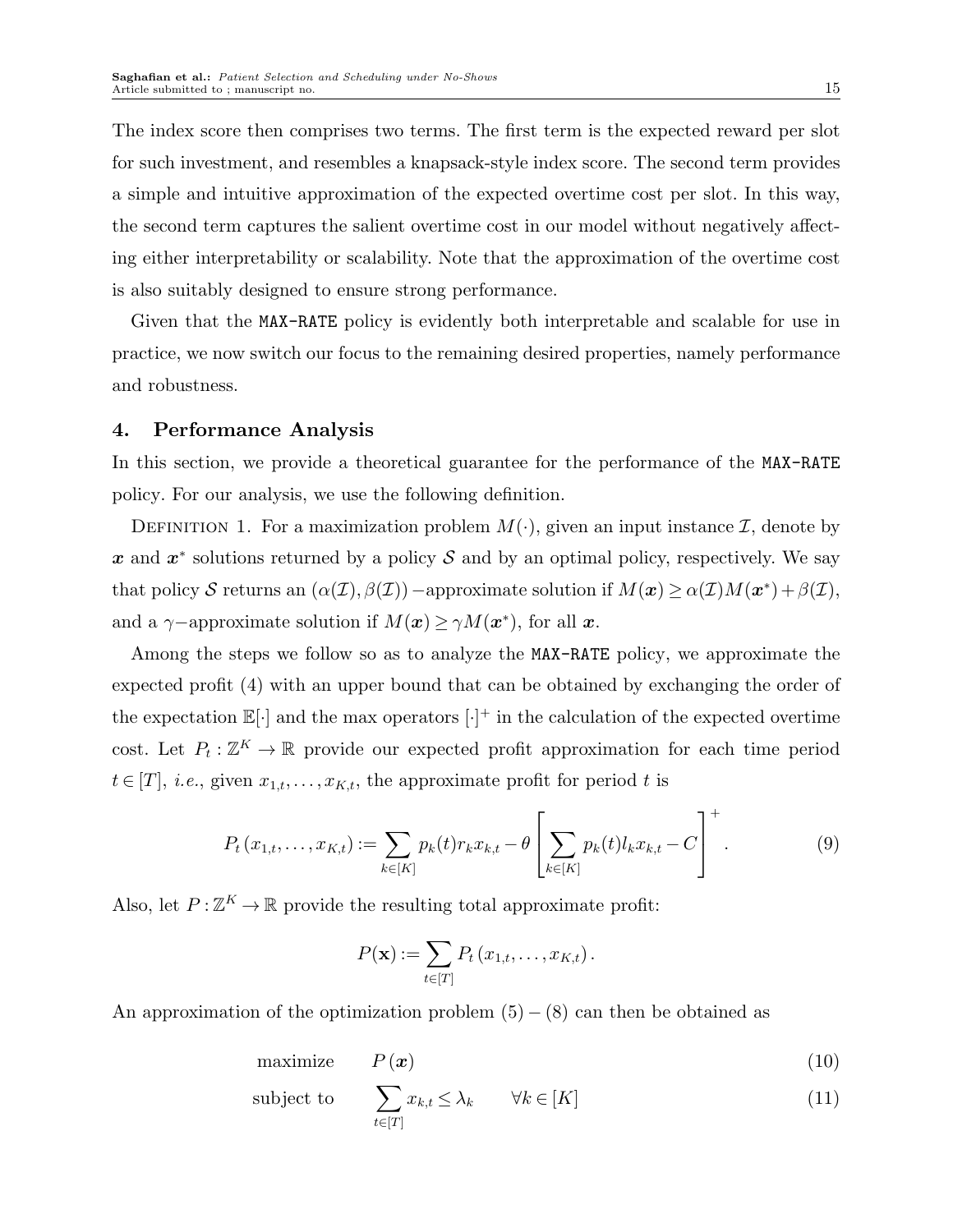The index score then comprises two terms. The first term is the expected reward per slot for such investment, and resembles a knapsack-style index score. The second term provides a simple and intuitive approximation of the expected overtime cost per slot. In this way, the second term captures the salient overtime cost in our model without negatively affecting either interpretability or scalability. Note that the approximation of the overtime cost is also suitably designed to ensure strong performance.

Given that the `MAX-RATE` policy is evidently both interpretable and scalable for use in practice, we now switch our focus to the remaining desired properties, namely performance and robustness.

## 4. Performance Analysis

In this section, we provide a theoretical guarantee for the performance of the `MAX-RATE` policy. For our analysis, we use the following definition.

Definition 1. For a maximization problem $M(\cdot)$, given an input instance $\mathcal{I}$, denote by $\boldsymbol{x}$ and $\boldsymbol{x}^*$ solutions returned by a policy $\mathcal{S}$ and by an optimal policy, respectively. We say that policy $\mathcal{S}$ returns an $(\alpha(\mathcal{I}), \beta(\mathcal{I}))-$approximate solution if $M(\boldsymbol{x}) \geq \alpha(\mathcal{I}) M(\boldsymbol{x}^*) + \beta(\mathcal{I})$, and a $\gamma-$approximate solution if $M(\boldsymbol{x}) \geq \gamma M(\boldsymbol{x}^*)$, for all $\boldsymbol{x}$.

Among the steps we follow so as to analyze the `MAX-RATE` policy, we approximate the expected profit (4) with an upper bound that can be obtained by exchanging the order of the expectation $\mathbb{E}[\cdot]$ and the max operators $[\cdot]^+$ in the calculation of the expected overtime cost. Let $P_t : \mathbb{Z}^K \to \mathbb{R}$ provide our expected profit approximation for each time period $t \in [T]$, *i.e.*, given $x_{1,t}, \ldots, x_{K,t}$, the approximate profit for period $t$ is

$$P_t(x_{1,t}, \ldots, x_{K,t}) := \sum_{k \in [K]} p_k(t) r_k x_{k,t} - \theta \left[ \sum_{k \in [K]} p_k(t) l_k x_{k,t} - C \right]^+. \tag{9}$$

Also, let $P : \mathbb{Z}^K \to \mathbb{R}$ provide the resulting total approximate profit:

$$P(\mathbf{x}) := \sum_{t \in [T]} P_t(x_{1,t}, \ldots, x_{K,t}).$$

An approximation of the optimization problem $(5) - (8)$ can then be obtained as

$$\text{maximize} \qquad P(\boldsymbol{x}) \tag{10}$$

$$\text{subject to} \qquad \sum_{t \in [T]} x_{k,t} \leq \lambda_k \qquad \forall k \in [K] \tag{11}$$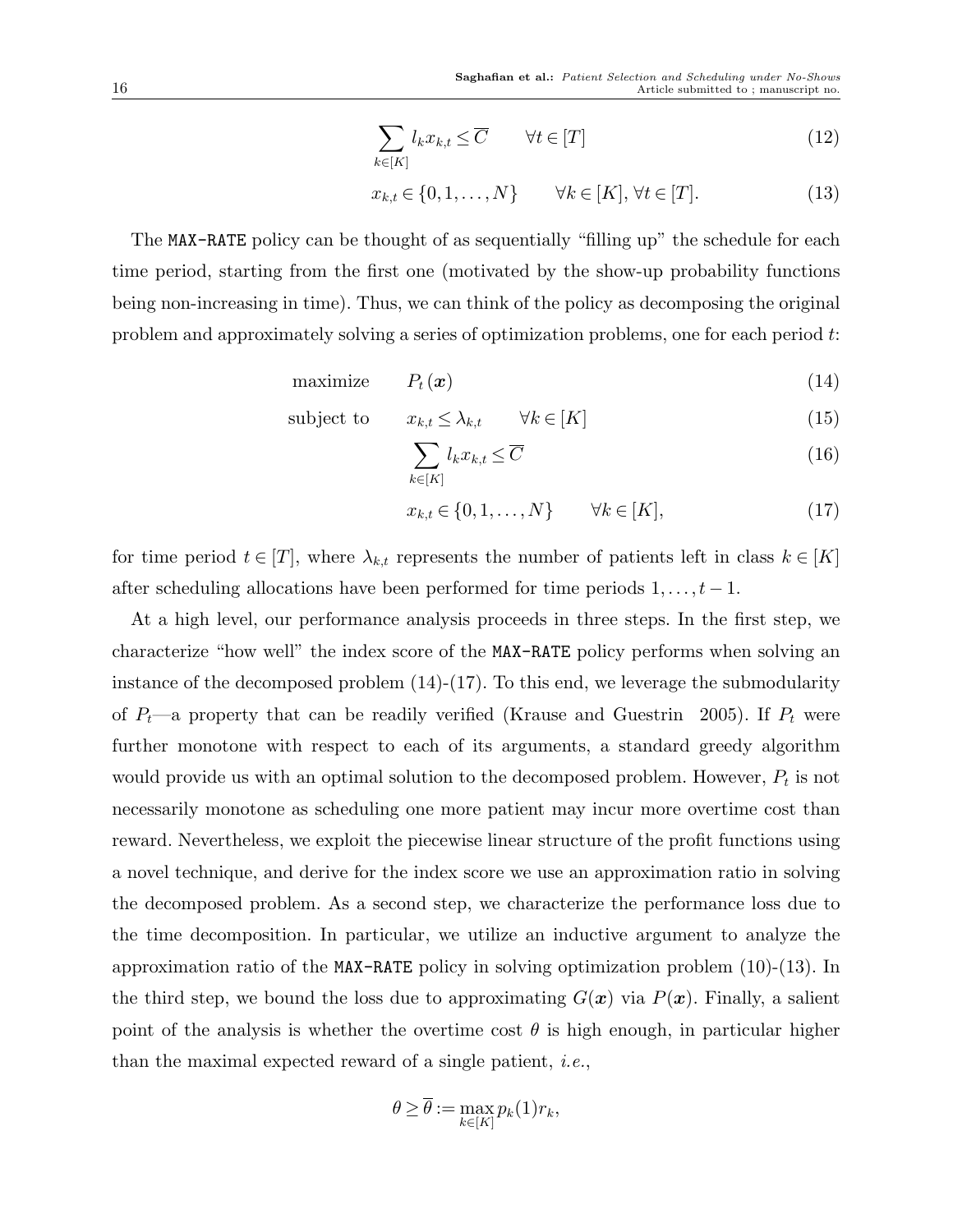$$\sum_{k \in [K]} l_k x_{k,t} \leq \overline{C} \qquad \forall t \in [T] \tag{12}$$

$$x_{k,t} \in \{0, 1, \ldots, N\} \qquad \forall k \in [K], \forall t \in [T]. \tag{13}$$

The `MAX-RATE` policy can be thought of as sequentially "filling up" the schedule for each time period, starting from the first one (motivated by the show-up probability functions being non-increasing in time). Thus, we can think of the policy as decomposing the original problem and approximately solving a series of optimization problems, one for each period $t$:

$$\text{maximize} \qquad P_t(\boldsymbol{x}) \tag{14}$$

$$\text{subject to} \qquad x_{k,t} \leq \lambda_{k,t} \qquad \forall k \in [K] \tag{15}$$

$$\sum_{k \in [K]} l_k x_{k,t} \leq \overline{C} \tag{16}$$

$$x_{k,t} \in \{0, 1, \ldots, N\} \qquad \forall k \in [K], \tag{17}$$

for time period $t \in [T]$, where $\lambda_{k,t}$ represents the number of patients left in class $k \in [K]$ after scheduling allocations have been performed for time periods $1, \ldots, t-1$.

At a high level, our performance analysis proceeds in three steps. In the first step, we characterize "how well" the index score of the `MAX-RATE` policy performs when solving an instance of the decomposed problem (14)-(17). To this end, we leverage the submodularity of $P_t$—a property that can be readily verified (Krause and Guestrin 2005). If $P_t$ were further monotone with respect to each of its arguments, a standard greedy algorithm would provide us with an optimal solution to the decomposed problem. However, $P_t$ is not necessarily monotone as scheduling one more patient may incur more overtime cost than reward. Nevertheless, we exploit the piecewise linear structure of the profit functions using a novel technique, and derive for the index score we use an approximation ratio in solving the decomposed problem. As a second step, we characterize the performance loss due to the time decomposition. In particular, we utilize an inductive argument to analyze the approximation ratio of the `MAX-RATE` policy in solving optimization problem (10)-(13). In the third step, we bound the loss due to approximating $G(\boldsymbol{x})$ via $P(\boldsymbol{x})$. Finally, a salient point of the analysis is whether the overtime cost $\theta$ is high enough, in particular higher than the maximal expected reward of a single patient, *i.e.*,

$$\theta \geq \overline{\theta} := \max_{k \in [K]} p_k(1) r_k,$$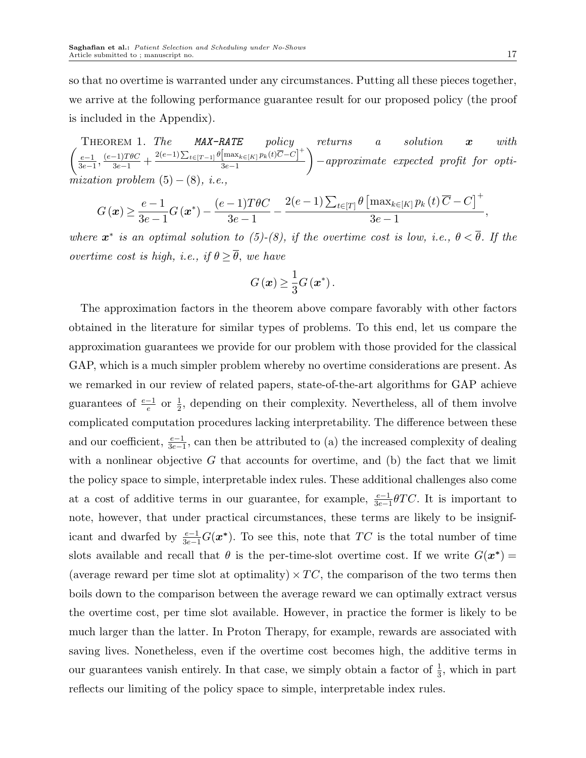so that no overtime is warranted under any circumstances. Putting all these pieces together, we arrive at the following performance guarantee result for our proposed policy (the proof is included in the Appendix).

THEOREM 1. *The* ***MAX-RATE*** *policy returns a solution* $\boldsymbol{x}$ *with* $\left(\frac{e-1}{3e-1}, \frac{(e-1)T\theta C}{3e-1} + \frac{2(e-1)\sum_{t\in[T-1]} \theta\left[\max_{k\in[K]} p_k(t)\overline{C}-C\right]^+}{3e-1}\right)$*−approximate expected profit for optimization problem* $(5)-(8)$*, i.e.,*

$$G(\boldsymbol{x}) \geq \frac{e-1}{3e-1} G(\boldsymbol{x}^*) - \frac{(e-1)T\theta C}{3e-1} - \frac{2(e-1)\sum_{t\in[T]} \theta\left[\max_{k\in[K]} p_k(t)\overline{C}-C\right]^+}{3e-1},$$

*where* $\boldsymbol{x}^*$ *is an optimal solution to (5)-(8), if the overtime cost is low, i.e.,* $\theta < \overline{\theta}$*. If the overtime cost is high, i.e., if* $\theta \geq \overline{\theta}$*, we have*

$$G(\boldsymbol{x}) \geq \frac{1}{3} G(\boldsymbol{x}^*).$$

The approximation factors in the theorem above compare favorably with other factors obtained in the literature for similar types of problems. To this end, let us compare the approximation guarantees we provide for our problem with those provided for the classical GAP, which is a much simpler problem whereby no overtime considerations are present. As we remarked in our review of related papers, state-of-the-art algorithms for GAP achieve guarantees of $\frac{e-1}{e}$ or $\frac{1}{2}$, depending on their complexity. Nevertheless, all of them involve complicated computation procedures lacking interpretability. The difference between these and our coefficient, $\frac{e-1}{3e-1}$, can then be attributed to (a) the increased complexity of dealing with a nonlinear objective $G$ that accounts for overtime, and (b) the fact that we limit the policy space to simple, interpretable index rules. These additional challenges also come at a cost of additive terms in our guarantee, for example, $\frac{e-1}{3e-1}\theta TC$. It is important to note, however, that under practical circumstances, these terms are likely to be insignificant and dwarfed by $\frac{e-1}{3e-1}G(\boldsymbol{x}^*)$. To see this, note that $TC$ is the total number of time slots available and recall that $\theta$ is the per-time-slot overtime cost. If we write $G(\boldsymbol{x}^*) =$ (average reward per time slot at optimality) $\times TC$, the comparison of the two terms then boils down to the comparison between the average reward we can optimally extract versus the overtime cost, per time slot available. However, in practice the former is likely to be much larger than the latter. In Proton Therapy, for example, rewards are associated with saving lives. Nonetheless, even if the overtime cost becomes high, the additive terms in our guarantees vanish entirely. In that case, we simply obtain a factor of $\frac{1}{3}$, which in part reflects our limiting of the policy space to simple, interpretable index rules.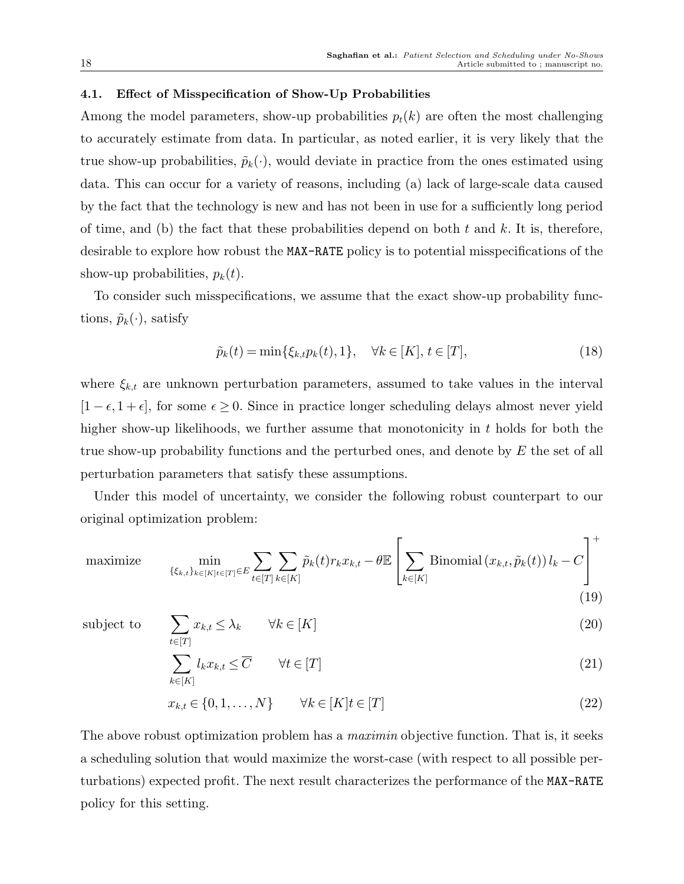### 4.1. Effect of Misspecification of Show-Up Probabilities

Among the model parameters, show-up probabilities $p_t(k)$ are often the most challenging to accurately estimate from data. In particular, as noted earlier, it is very likely that the true show-up probabilities, $\tilde{p}_k(\cdot)$, would deviate in practice from the ones estimated using data. This can occur for a variety of reasons, including (a) lack of large-scale data caused by the fact that the technology is new and has not been in use for a sufficiently long period of time, and (b) the fact that these probabilities depend on both $t$ and $k$. It is, therefore, desirable to explore how robust the MAX-RATE policy is to potential misspecifications of the show-up probabilities, $p_k(t)$.

To consider such misspecifications, we assume that the exact show-up probability functions, $\tilde{p}_k(\cdot)$, satisfy

$$\tilde{p}_k(t) = \min\{\xi_{k,t} p_k(t), 1\}, \quad \forall k \in [K], t \in [T], \tag{18}$$

where $\xi_{k,t}$ are unknown perturbation parameters, assumed to take values in the interval $[1-\epsilon, 1+\epsilon]$, for some $\epsilon \geq 0$. Since in practice longer scheduling delays almost never yield higher show-up likelihoods, we further assume that monotonicity in $t$ holds for both the true show-up probability functions and the perturbed ones, and denote by $E$ the set of all perturbation parameters that satisfy these assumptions.

Under this model of uncertainty, we consider the following robust counterpart to our original optimization problem:

$$\text{maximize} \qquad \min_{\{\xi_{k,t}\}_{k\in[K]t\in[T]} \in E} \sum_{t\in[T]} \sum_{k\in[K]} \tilde{p}_k(t) r_k x_{k,t} - \theta \mathbb{E}\left[\sum_{k\in[K]} \text{Binomial}\left(x_{k,t}, \tilde{p}_k(t)\right) l_k - C\right]^+ \tag{19}$$

$$\text{subject to} \qquad \sum_{t\in[T]} x_{k,t} \leq \lambda_k \qquad \forall k \in [K] \tag{20}$$

$$\sum_{k\in[K]} l_k x_{k,t} \leq \overline{C} \qquad \forall t \in [T] \tag{21}$$

$$x_{k,t} \in \{0, 1, \ldots, N\} \qquad \forall k \in [K] t \in [T] \tag{22}$$

The above robust optimization problem has a *maximin* objective function. That is, it seeks a scheduling solution that would maximize the worst-case (with respect to all possible perturbations) expected profit. The next result characterizes the performance of the MAX-RATE policy for this setting.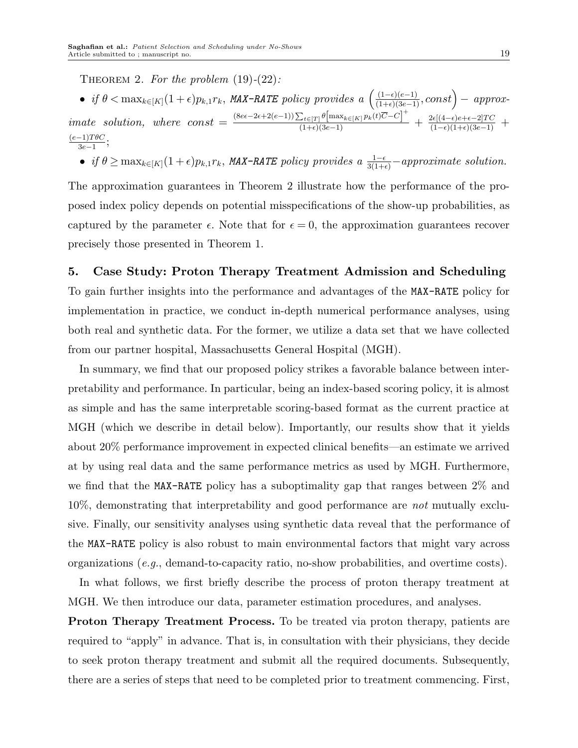Theorem 2. *For the problem (19)-(22):*

- *if* $\theta < \max_{k\in[K]}(1+\epsilon)p_{k,1}r_k$, *MAX-RATE policy provides a* $\left(\frac{(1-\epsilon)(e-1)}{(1+\epsilon)(3e-1)}, const\right)-$ *approximate solution, where* $const = \frac{(8e\epsilon-2\epsilon+2(e-1))\sum_{t\in[T]}\theta\left[\max_{k\in[K]}p_k(t)\overline{C}-C\right]^+}{(1+\epsilon)(3e-1)} + \frac{2\epsilon[(4-\epsilon)e+\epsilon-2]TC}{(1-\epsilon)(1+\epsilon)(3e-1)} + \frac{(e-1)T\theta C}{3e-1}$;
- *if* $\theta \geq \max_{k\in[K]}(1+\epsilon)p_{k,1}r_k$, *MAX-RATE policy provides a* $\frac{1-\epsilon}{3(1+\epsilon)}-$*approximate solution.*

The approximation guarantees in Theorem 2 illustrate how the performance of the proposed index policy depends on potential misspecifications of the show-up probabilities, as captured by the parameter $\epsilon$. Note that for $\epsilon = 0$, the approximation guarantees recover precisely those presented in Theorem 1.

## 5. Case Study: Proton Therapy Treatment Admission and Scheduling

To gain further insights into the performance and advantages of the MAX-RATE policy for implementation in practice, we conduct in-depth numerical performance analyses, using both real and synthetic data. For the former, we utilize a data set that we have collected from our partner hospital, Massachusetts General Hospital (MGH).

In summary, we find that our proposed policy strikes a favorable balance between interpretability and performance. In particular, being an index-based scoring policy, it is almost as simple and has the same interpretable scoring-based format as the current practice at MGH (which we describe in detail below). Importantly, our results show that it yields about 20% performance improvement in expected clinical benefits—an estimate we arrived at by using real data and the same performance metrics as used by MGH. Furthermore, we find that the MAX-RATE policy has a suboptimality gap that ranges between 2% and 10%, demonstrating that interpretability and good performance are *not* mutually exclusive. Finally, our sensitivity analyses using synthetic data reveal that the performance of the MAX-RATE policy is also robust to main environmental factors that might vary across organizations (*e.g.*, demand-to-capacity ratio, no-show probabilities, and overtime costs).

In what follows, we first briefly describe the process of proton therapy treatment at MGH. We then introduce our data, parameter estimation procedures, and analyses.

**Proton Therapy Treatment Process.** To be treated via proton therapy, patients are required to "apply" in advance. That is, in consultation with their physicians, they decide to seek proton therapy treatment and submit all the required documents. Subsequently, there are a series of steps that need to be completed prior to treatment commencing. First,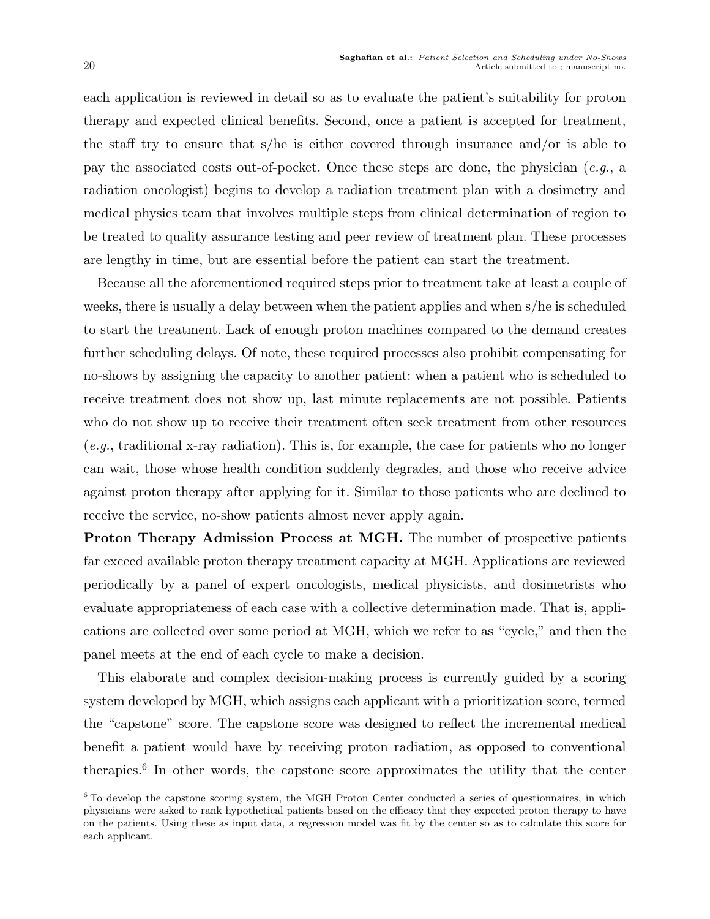each application is reviewed in detail so as to evaluate the patient's suitability for proton therapy and expected clinical benefits. Second, once a patient is accepted for treatment, the staff try to ensure that s/he is either covered through insurance and/or is able to pay the associated costs out-of-pocket. Once these steps are done, the physician (*e.g.*, a radiation oncologist) begins to develop a radiation treatment plan with a dosimetry and medical physics team that involves multiple steps from clinical determination of region to be treated to quality assurance testing and peer review of treatment plan. These processes are lengthy in time, but are essential before the patient can start the treatment.

Because all the aforementioned required steps prior to treatment take at least a couple of weeks, there is usually a delay between when the patient applies and when s/he is scheduled to start the treatment. Lack of enough proton machines compared to the demand creates further scheduling delays. Of note, these required processes also prohibit compensating for no-shows by assigning the capacity to another patient: when a patient who is scheduled to receive treatment does not show up, last minute replacements are not possible. Patients who do not show up to receive their treatment often seek treatment from other resources (*e.g.*, traditional x-ray radiation). This is, for example, the case for patients who no longer can wait, those whose health condition suddenly degrades, and those who receive advice against proton therapy after applying for it. Similar to those patients who are declined to receive the service, no-show patients almost never apply again.

**Proton Therapy Admission Process at MGH.** The number of prospective patients far exceed available proton therapy treatment capacity at MGH. Applications are reviewed periodically by a panel of expert oncologists, medical physicists, and dosimetrists who evaluate appropriateness of each case with a collective determination made. That is, applications are collected over some period at MGH, which we refer to as "cycle," and then the panel meets at the end of each cycle to make a decision.

This elaborate and complex decision-making process is currently guided by a scoring system developed by MGH, which assigns each applicant with a prioritization score, termed the "capstone" score. The capstone score was designed to reflect the incremental medical benefit a patient would have by receiving proton radiation, as opposed to conventional therapies.[6] In other words, the capstone score approximates the utility that the center

[6] To develop the capstone scoring system, the MGH Proton Center conducted a series of questionnaires, in which physicians were asked to rank hypothetical patients based on the efficacy that they expected proton therapy to have on the patients. Using these as input data, a regression model was fit by the center so as to calculate this score for each applicant.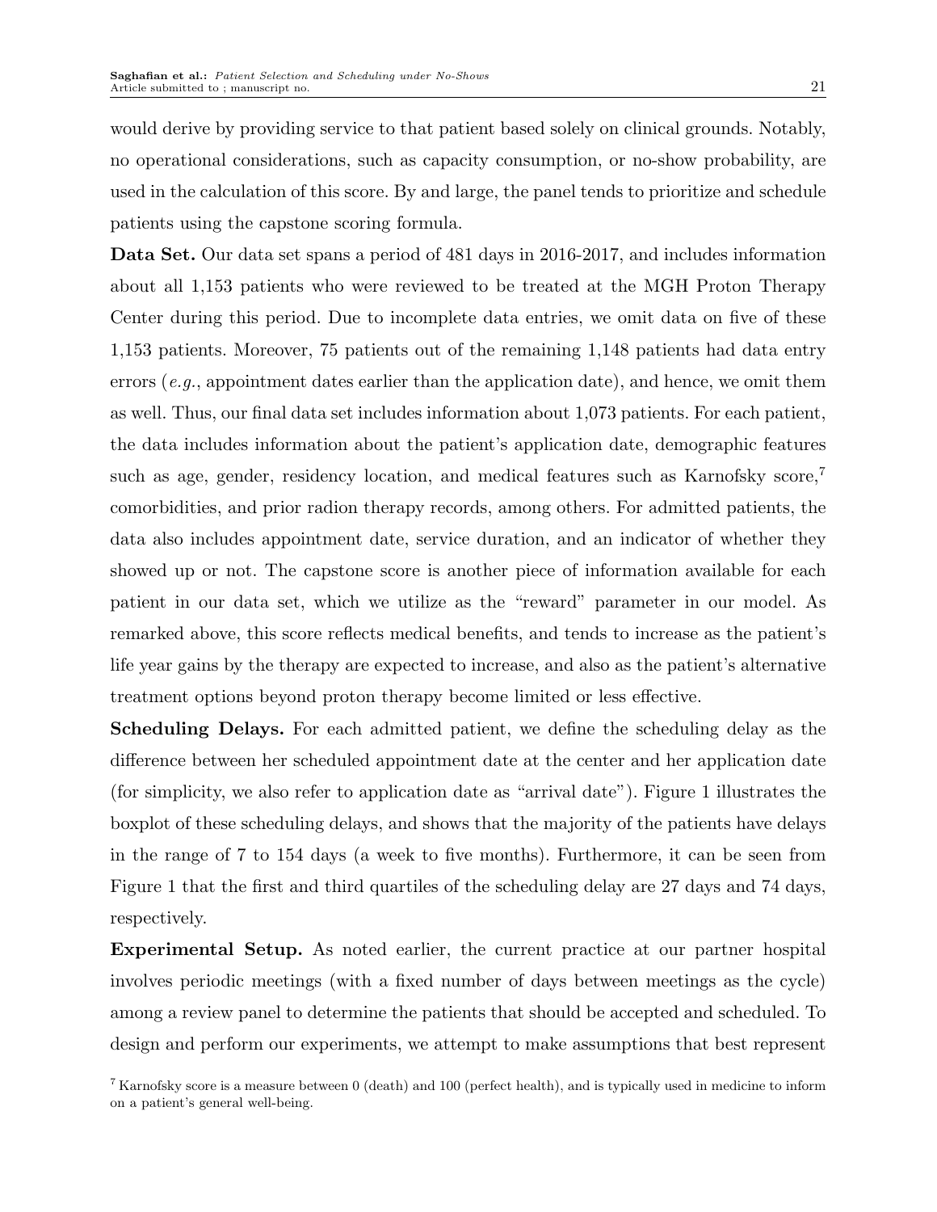would derive by providing service to that patient based solely on clinical grounds. Notably, no operational considerations, such as capacity consumption, or no-show probability, are used in the calculation of this score. By and large, the panel tends to prioritize and schedule patients using the capstone scoring formula.

**Data Set.** Our data set spans a period of 481 days in 2016-2017, and includes information about all 1,153 patients who were reviewed to be treated at the MGH Proton Therapy Center during this period. Due to incomplete data entries, we omit data on five of these 1,153 patients. Moreover, 75 patients out of the remaining 1,148 patients had data entry errors (*e.g.*, appointment dates earlier than the application date), and hence, we omit them as well. Thus, our final data set includes information about 1,073 patients. For each patient, the data includes information about the patient's application date, demographic features such as age, gender, residency location, and medical features such as Karnofsky score,[7] comorbidities, and prior radion therapy records, among others. For admitted patients, the data also includes appointment date, service duration, and an indicator of whether they showed up or not. The capstone score is another piece of information available for each patient in our data set, which we utilize as the "reward" parameter in our model. As remarked above, this score reflects medical benefits, and tends to increase as the patient's life year gains by the therapy are expected to increase, and also as the patient's alternative treatment options beyond proton therapy become limited or less effective.

**Scheduling Delays.** For each admitted patient, we define the scheduling delay as the difference between her scheduled appointment date at the center and her application date (for simplicity, we also refer to application date as "arrival date"). Figure 1 illustrates the boxplot of these scheduling delays, and shows that the majority of the patients have delays in the range of 7 to 154 days (a week to five months). Furthermore, it can be seen from Figure 1 that the first and third quartiles of the scheduling delay are 27 days and 74 days, respectively.

**Experimental Setup.** As noted earlier, the current practice at our partner hospital involves periodic meetings (with a fixed number of days between meetings as the cycle) among a review panel to determine the patients that should be accepted and scheduled. To design and perform our experiments, we attempt to make assumptions that best represent

[7] Karnofsky score is a measure between 0 (death) and 100 (perfect health), and is typically used in medicine to inform on a patient's general well-being.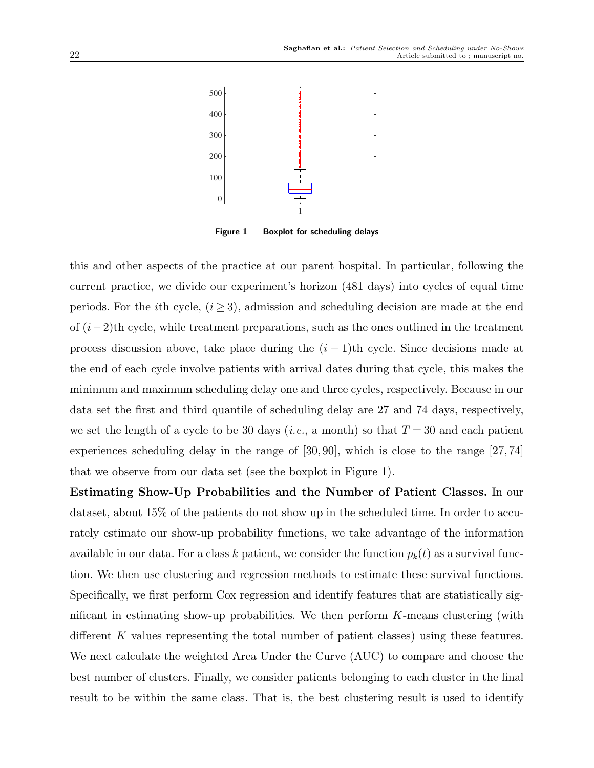Figure 1 Boxplot for scheduling delays

this and other aspects of the practice at our parent hospital. In particular, following the current practice, we divide our experiment's horizon (481 days) into cycles of equal time periods. For the $i$th cycle, ($i \geq 3$), admission and scheduling decision are made at the end of $(i-2)$th cycle, while treatment preparations, such as the ones outlined in the treatment process discussion above, take place during the $(i-1)$th cycle. Since decisions made at the end of each cycle involve patients with arrival dates during that cycle, this makes the minimum and maximum scheduling delay one and three cycles, respectively. Because in our data set the first and third quantile of scheduling delay are 27 and 74 days, respectively, we set the length of a cycle to be 30 days (*i.e.*, a month) so that $T = 30$ and each patient experiences scheduling delay in the range of $[30, 90]$, which is close to the range $[27, 74]$ that we observe from our data set (see the boxplot in Figure 1).

**Estimating Show-Up Probabilities and the Number of Patient Classes.** In our dataset, about 15% of the patients do not show up in the scheduled time. In order to accurately estimate our show-up probability functions, we take advantage of the information available in our data. For a class $k$ patient, we consider the function $p_k(t)$ as a survival function. We then use clustering and regression methods to estimate these survival functions. Specifically, we first perform Cox regression and identify features that are statistically significant in estimating show-up probabilities. We then perform $K$-means clustering (with different $K$ values representing the total number of patient classes) using these features. We next calculate the weighted Area Under the Curve (AUC) to compare and choose the best number of clusters. Finally, we consider patients belonging to each cluster in the final result to be within the same class. That is, the best clustering result is used to identify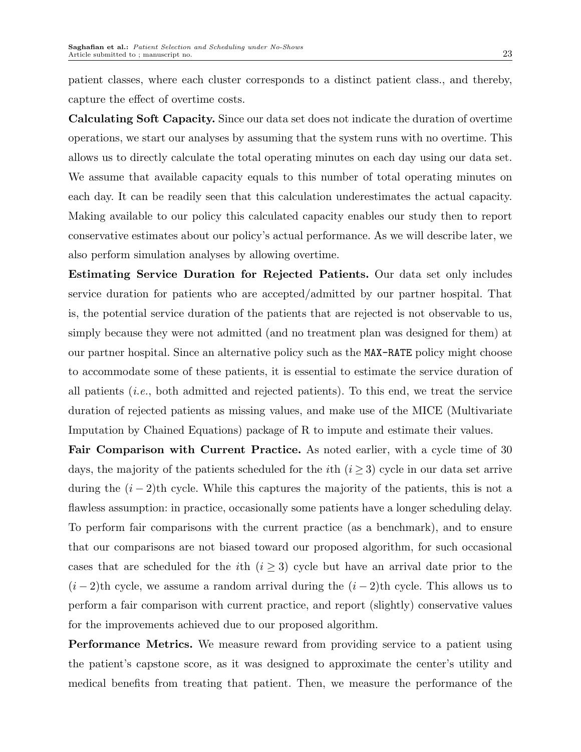patient classes, where each cluster corresponds to a distinct patient class., and thereby, capture the effect of overtime costs.

**Calculating Soft Capacity.** Since our data set does not indicate the duration of overtime operations, we start our analyses by assuming that the system runs with no overtime. This allows us to directly calculate the total operating minutes on each day using our data set. We assume that available capacity equals to this number of total operating minutes on each day. It can be readily seen that this calculation underestimates the actual capacity. Making available to our policy this calculated capacity enables our study then to report conservative estimates about our policy's actual performance. As we will describe later, we also perform simulation analyses by allowing overtime.

**Estimating Service Duration for Rejected Patients.** Our data set only includes service duration for patients who are accepted/admitted by our partner hospital. That is, the potential service duration of the patients that are rejected is not observable to us, simply because they were not admitted (and no treatment plan was designed for them) at our partner hospital. Since an alternative policy such as the `MAX-RATE` policy might choose to accommodate some of these patients, it is essential to estimate the service duration of all patients (*i.e.*, both admitted and rejected patients). To this end, we treat the service duration of rejected patients as missing values, and make use of the MICE (Multivariate Imputation by Chained Equations) package of R to impute and estimate their values.

**Fair Comparison with Current Practice.** As noted earlier, with a cycle time of 30 days, the majority of the patients scheduled for the $i$th ($i \geq 3$) cycle in our data set arrive during the $(i-2)$th cycle. While this captures the majority of the patients, this is not a flawless assumption: in practice, occasionally some patients have a longer scheduling delay. To perform fair comparisons with the current practice (as a benchmark), and to ensure that our comparisons are not biased toward our proposed algorithm, for such occasional cases that are scheduled for the $i$th ($i \geq 3$) cycle but have an arrival date prior to the $(i-2)$th cycle, we assume a random arrival during the $(i-2)$th cycle. This allows us to perform a fair comparison with current practice, and report (slightly) conservative values for the improvements achieved due to our proposed algorithm.

**Performance Metrics.** We measure reward from providing service to a patient using the patient's capstone score, as it was designed to approximate the center's utility and medical benefits from treating that patient. Then, we measure the performance of the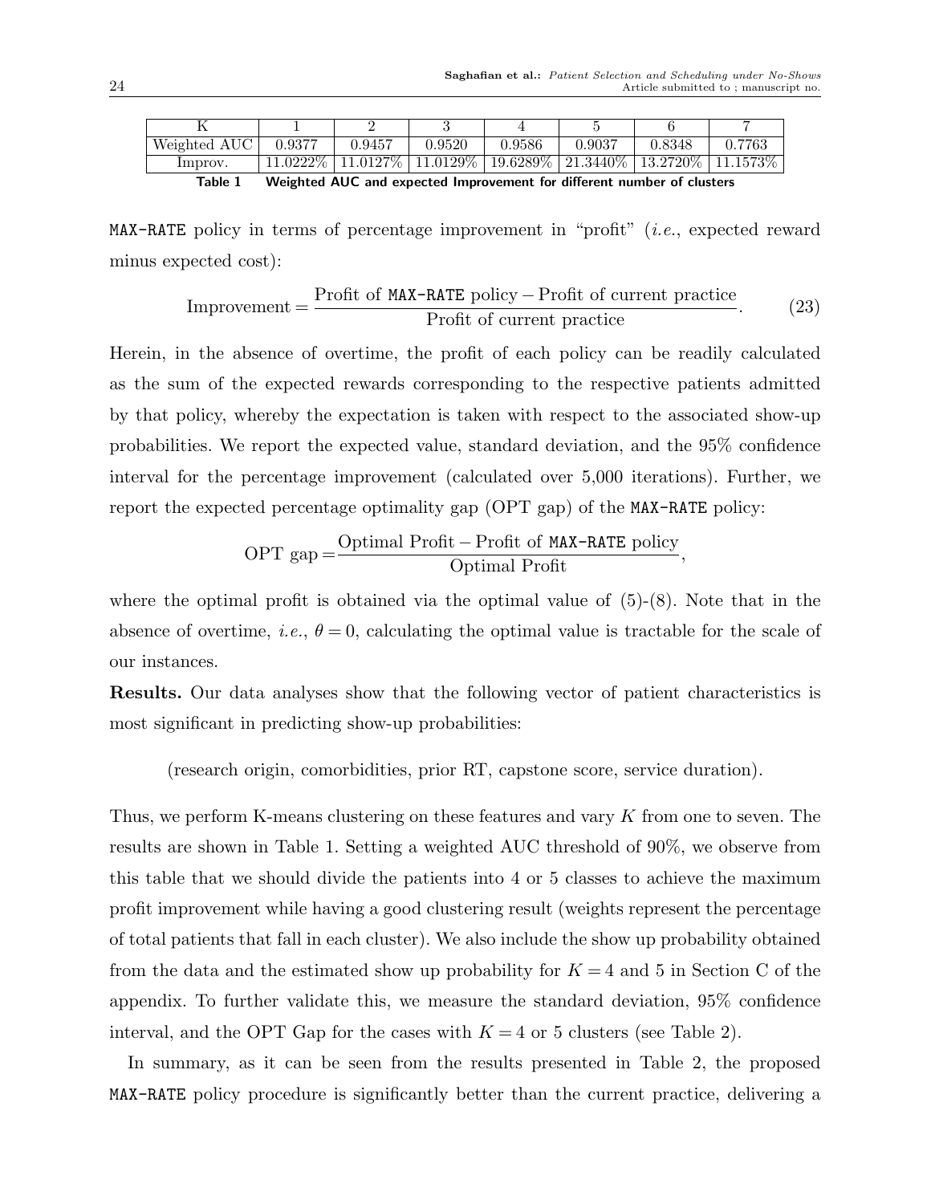| K | 1 | 2 | 3 | 4 | 5 | 6 | 7 |
| --- | --- | --- | --- | --- | --- | --- | --- |
| Weighted AUC | 0.9377 | 0.9457 | 0.9520 | 0.9586 | 0.9037 | 0.8348 | 0.7763 |
| Improv. | 11.0222% | 11.0127% | 11.0129% | 19.6289% | 21.3440% | 13.2720% | 11.1573% |

**Table 1** Weighted AUC and expected Improvement for different number of clusters

`MAX-RATE` policy in terms of percentage improvement in "profit" (*i.e.*, expected reward minus expected cost):

$$\text{Improvement} = \frac{\text{Profit of } \texttt{MAX-RATE} \text{ policy} - \text{Profit of current practice}}{\text{Profit of current practice}}. \tag{23}$$

Herein, in the absence of overtime, the profit of each policy can be readily calculated as the sum of the expected rewards corresponding to the respective patients admitted by that policy, whereby the expectation is taken with respect to the associated show-up probabilities. We report the expected value, standard deviation, and the 95% confidence interval for the percentage improvement (calculated over 5,000 iterations). Further, we report the expected percentage optimality gap (OPT gap) of the `MAX-RATE` policy:

$$\text{OPT gap} = \frac{\text{Optimal Profit} - \text{Profit of } \texttt{MAX-RATE} \text{ policy}}{\text{Optimal Profit}},$$

where the optimal profit is obtained via the optimal value of (5)-(8). Note that in the absence of overtime, *i.e.*, $\theta = 0$, calculating the optimal value is tractable for the scale of our instances.

**Results.** Our data analyses show that the following vector of patient characteristics is most significant in predicting show-up probabilities:

(research origin, comorbidities, prior RT, capstone score, service duration).

Thus, we perform K-means clustering on these features and vary $K$ from one to seven. The results are shown in Table 1. Setting a weighted AUC threshold of 90%, we observe from this table that we should divide the patients into 4 or 5 classes to achieve the maximum profit improvement while having a good clustering result (weights represent the percentage of total patients that fall in each cluster). We also include the show up probability obtained from the data and the estimated show up probability for $K = 4$ and 5 in Section C of the appendix. To further validate this, we measure the standard deviation, 95% confidence interval, and the OPT Gap for the cases with $K = 4$ or 5 clusters (see Table 2).

In summary, as it can be seen from the results presented in Table 2, the proposed `MAX-RATE` policy procedure is significantly better than the current practice, delivering a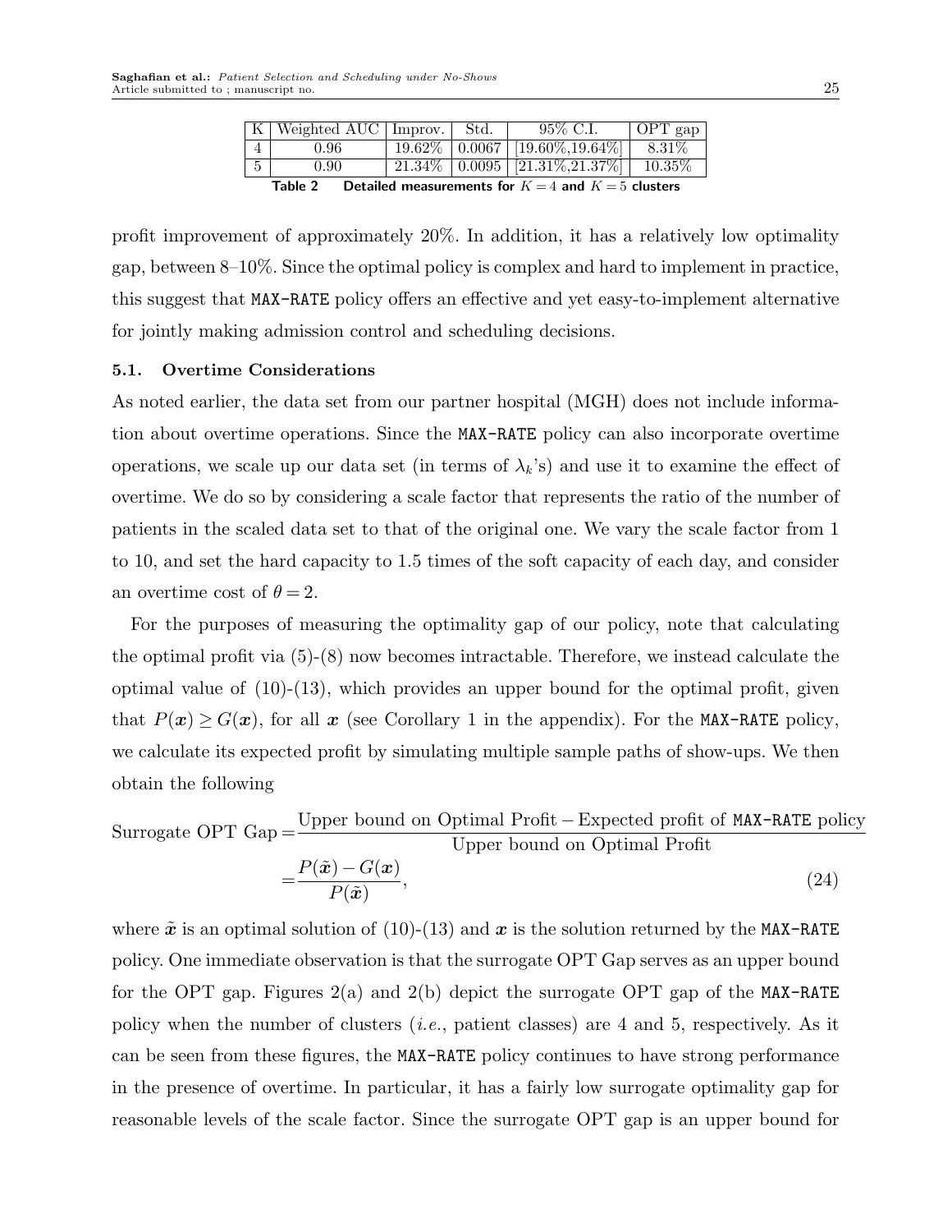| K | Weighted AUC | Improv. | Std. | 95% C.I. | OPT gap |
|---|---|---|---|---|---|
| 4 | 0.96 | 19.62% | 0.0067 | [19.60%,19.64%] | 8.31% |
| 5 | 0.90 | 21.34% | 0.0095 | [21.31%,21.37%] | 10.35% |

**Table 2** Detailed measurements for $K=4$ and $K=5$ clusters

profit improvement of approximately 20%. In addition, it has a relatively low optimality gap, between 8–10%. Since the optimal policy is complex and hard to implement in practice, this suggest that `MAX-RATE` policy offers an effective and yet easy-to-implement alternative for jointly making admission control and scheduling decisions.

### 5.1. Overtime Considerations

As noted earlier, the data set from our partner hospital (MGH) does not include information about overtime operations. Since the `MAX-RATE` policy can also incorporate overtime operations, we scale up our data set (in terms of $\lambda_k$'s) and use it to examine the effect of overtime. We do so by considering a scale factor that represents the ratio of the number of patients in the scaled data set to that of the original one. We vary the scale factor from 1 to 10, and set the hard capacity to 1.5 times of the soft capacity of each day, and consider an overtime cost of $\theta = 2$.

For the purposes of measuring the optimality gap of our policy, note that calculating the optimal profit via (5)-(8) now becomes intractable. Therefore, we instead calculate the optimal value of (10)-(13), which provides an upper bound for the optimal profit, given that $P(\boldsymbol{x}) \geq G(\boldsymbol{x})$, for all $\boldsymbol{x}$ (see Corollary 1 in the appendix). For the `MAX-RATE` policy, we calculate its expected profit by simulating multiple sample paths of show-ups. We then obtain the following

$$\text{Surrogate OPT Gap} = \frac{\text{Upper bound on Optimal Profit} - \text{Expected profit of MAX-RATE policy}}{\text{Upper bound on Optimal Profit}} = \frac{P(\tilde{\boldsymbol{x}}) - G(\boldsymbol{x})}{P(\tilde{\boldsymbol{x}})}, \tag{24}$$

where $\tilde{\boldsymbol{x}}$ is an optimal solution of (10)-(13) and $\boldsymbol{x}$ is the solution returned by the `MAX-RATE` policy. One immediate observation is that the surrogate OPT Gap serves as an upper bound for the OPT gap. Figures 2(a) and 2(b) depict the surrogate OPT gap of the `MAX-RATE` policy when the number of clusters (*i.e.*, patient classes) are 4 and 5, respectively. As it can be seen from these figures, the `MAX-RATE` policy continues to have strong performance in the presence of overtime. In particular, it has a fairly low surrogate optimality gap for reasonable levels of the scale factor. Since the surrogate OPT gap is an upper bound for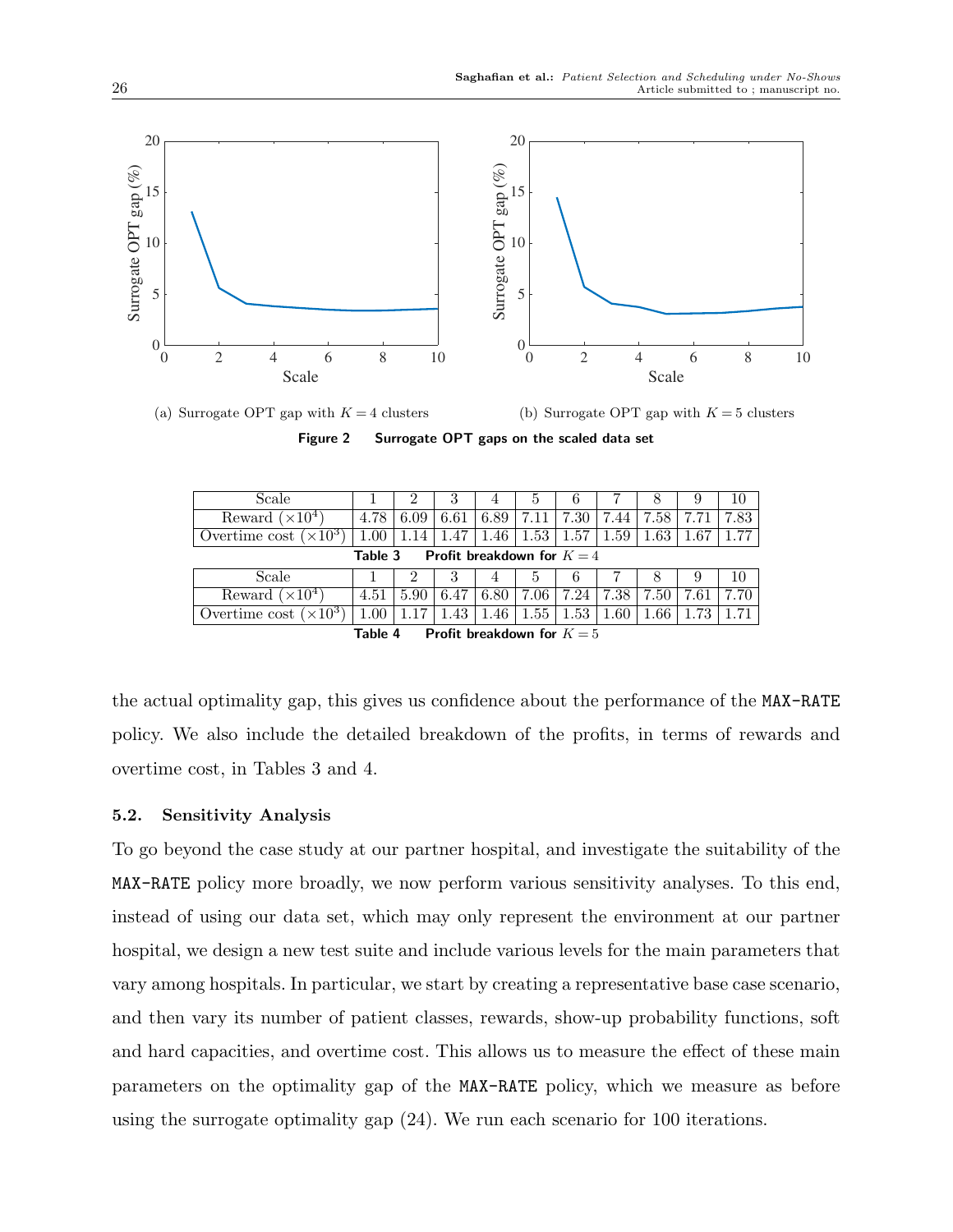(a) Surrogate OPT gap with $K = 4$ clusters

(b) Surrogate OPT gap with $K = 5$ clusters

**Figure 2 Surrogate OPT gaps on the scaled data set**

| Scale | 1 | 2 | 3 | 4 | 5 | 6 | 7 | 8 | 9 | 10 |
|---|---|---|---|---|---|---|---|---|---|---|
| Reward ($\times 10^4$) | 4.78 | 6.09 | 6.61 | 6.89 | 7.11 | 7.30 | 7.44 | 7.58 | 7.71 | 7.83 |
| Overtime cost ($\times 10^3$) | 1.00 | 1.14 | 1.47 | 1.46 | 1.53 | 1.57 | 1.59 | 1.63 | 1.67 | 1.77 |

**Table 3 Profit breakdown for $K = 4$**

| Scale | 1 | 2 | 3 | 4 | 5 | 6 | 7 | 8 | 9 | 10 |
|---|---|---|---|---|---|---|---|---|---|---|
| Reward ($\times 10^4$) | 4.51 | 5.90 | 6.47 | 6.80 | 7.06 | 7.24 | 7.38 | 7.50 | 7.61 | 7.70 |
| Overtime cost ($\times 10^3$) | 1.00 | 1.17 | 1.43 | 1.46 | 1.55 | 1.53 | 1.60 | 1.66 | 1.73 | 1.71 |

**Table 4 Profit breakdown for $K = 5$**

the actual optimality gap, this gives us confidence about the performance of the `MAX-RATE` policy. We also include the detailed breakdown of the profits, in terms of rewards and overtime cost, in Tables 3 and 4.

### 5.2. Sensitivity Analysis

To go beyond the case study at our partner hospital, and investigate the suitability of the `MAX-RATE` policy more broadly, we now perform various sensitivity analyses. To this end, instead of using our data set, which may only represent the environment at our partner hospital, we design a new test suite and include various levels for the main parameters that vary among hospitals. In particular, we start by creating a representative base case scenario, and then vary its number of patient classes, rewards, show-up probability functions, soft and hard capacities, and overtime cost. This allows us to measure the effect of these main parameters on the optimality gap of the `MAX-RATE` policy, which we measure as before using the surrogate optimality gap (24). We run each scenario for 100 iterations.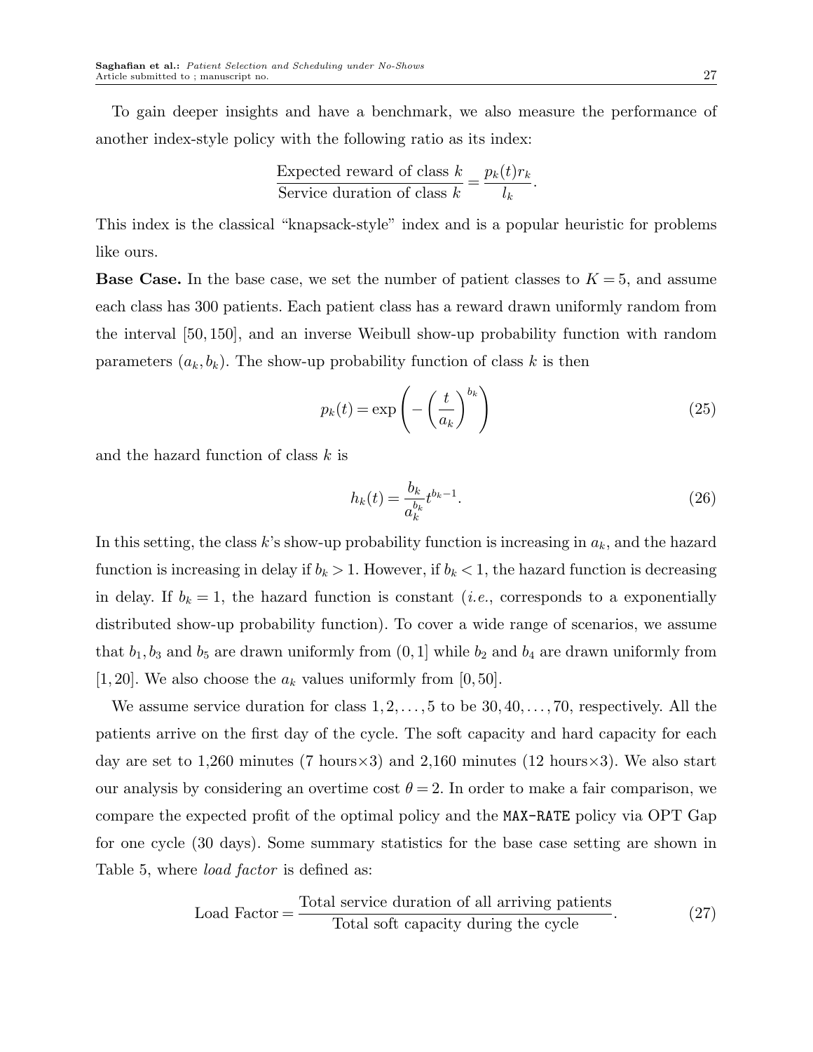To gain deeper insights and have a benchmark, we also measure the performance of another index-style policy with the following ratio as its index:

$$\frac{\text{Expected reward of class } k}{\text{Service duration of class } k} = \frac{p_k(t) r_k}{l_k}.$$

This index is the classical "knapsack-style" index and is a popular heuristic for problems like ours.

**Base Case.** In the base case, we set the number of patient classes to $K = 5$, and assume each class has 300 patients. Each patient class has a reward drawn uniformly random from the interval $[50, 150]$, and an inverse Weibull show-up probability function with random parameters $(a_k, b_k)$. The show-up probability function of class $k$ is then

$$p_k(t) = \exp\left(-\left(\frac{t}{a_k}\right)^{b_k}\right) \tag{25}$$

and the hazard function of class $k$ is

$$h_k(t) = \frac{b_k}{a_k^{b_k}} t^{b_k - 1}. \tag{26}$$

In this setting, the class $k$'s show-up probability function is increasing in $a_k$, and the hazard function is increasing in delay if $b_k > 1$. However, if $b_k < 1$, the hazard function is decreasing in delay. If $b_k = 1$, the hazard function is constant (*i.e.*, corresponds to a exponentially distributed show-up probability function). To cover a wide range of scenarios, we assume that $b_1, b_3$ and $b_5$ are drawn uniformly from $(0, 1]$ while $b_2$ and $b_4$ are drawn uniformly from $[1, 20]$. We also choose the $a_k$ values uniformly from $[0, 50]$.

We assume service duration for class $1, 2, \ldots, 5$ to be $30, 40, \ldots, 70$, respectively. All the patients arrive on the first day of the cycle. The soft capacity and hard capacity for each day are set to 1,260 minutes (7 hours$\times$3) and 2,160 minutes (12 hours$\times$3). We also start our analysis by considering an overtime cost $\theta = 2$. In order to make a fair comparison, we compare the expected profit of the optimal policy and the MAX-RATE policy via OPT Gap for one cycle (30 days). Some summary statistics for the base case setting are shown in Table 5, where *load factor* is defined as:

$$\text{Load Factor} = \frac{\text{Total service duration of all arriving patients}}{\text{Total soft capacity during the cycle}}. \tag{27}$$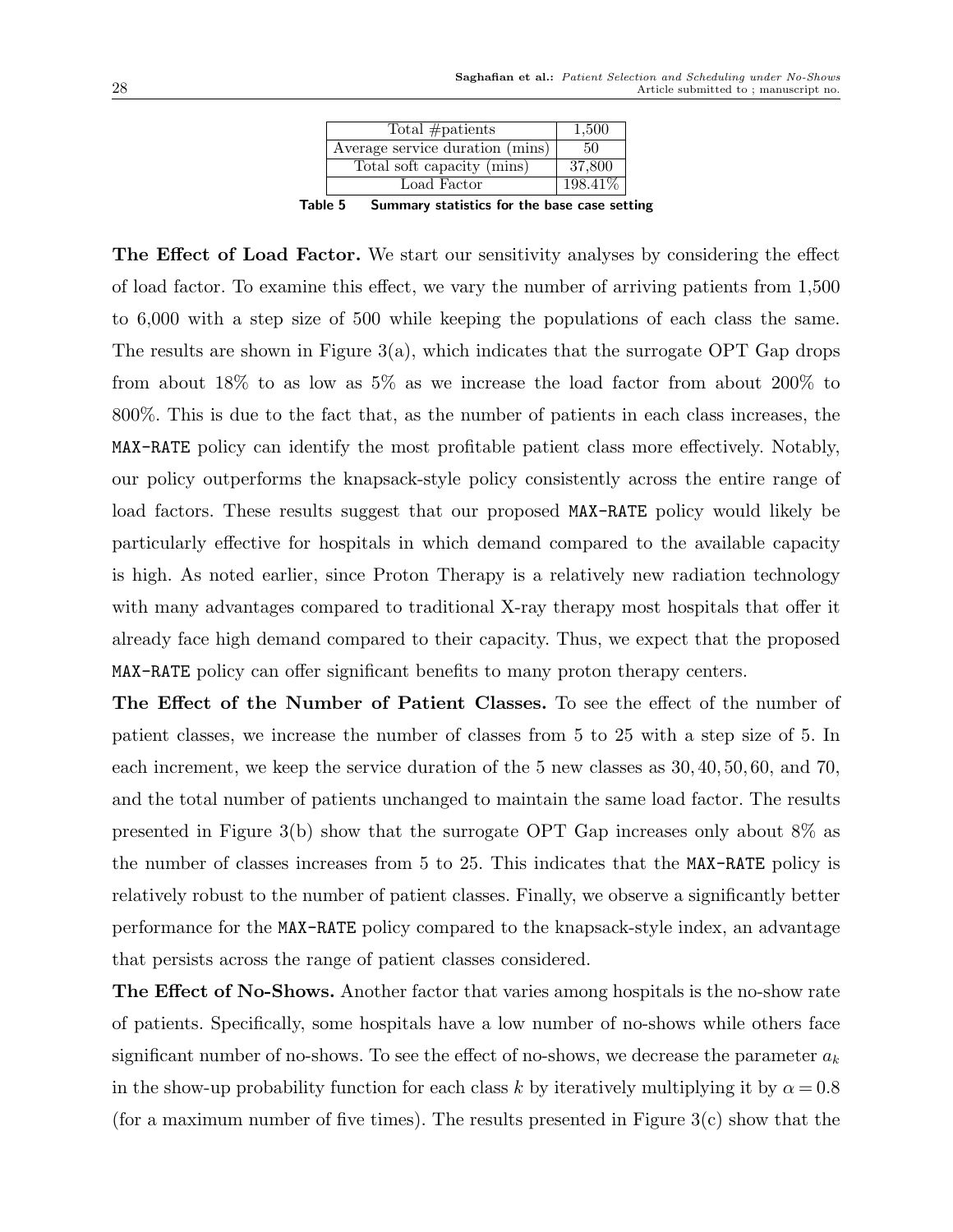| Total #patients | 1,500 |
|---|---|
| Average service duration (mins) | 50 |
| Total soft capacity (mins) | 37,800 |
| Load Factor | 198.41% |

**Table 5** Summary statistics for the base case setting

**The Effect of Load Factor.** We start our sensitivity analyses by considering the effect of load factor. To examine this effect, we vary the number of arriving patients from 1,500 to 6,000 with a step size of 500 while keeping the populations of each class the same. The results are shown in Figure 3(a), which indicates that the surrogate OPT Gap drops from about 18% to as low as 5% as we increase the load factor from about 200% to 800%. This is due to the fact that, as the number of patients in each class increases, the MAX-RATE policy can identify the most profitable patient class more effectively. Notably, our policy outperforms the knapsack-style policy consistently across the entire range of load factors. These results suggest that our proposed MAX-RATE policy would likely be particularly effective for hospitals in which demand compared to the available capacity is high. As noted earlier, since Proton Therapy is a relatively new radiation technology with many advantages compared to traditional X-ray therapy most hospitals that offer it already face high demand compared to their capacity. Thus, we expect that the proposed MAX-RATE policy can offer significant benefits to many proton therapy centers.

**The Effect of the Number of Patient Classes.** To see the effect of the number of patient classes, we increase the number of classes from 5 to 25 with a step size of 5. In each increment, we keep the service duration of the 5 new classes as $30, 40, 50, 60$, and $70$, and the total number of patients unchanged to maintain the same load factor. The results presented in Figure 3(b) show that the surrogate OPT Gap increases only about 8% as the number of classes increases from 5 to 25. This indicates that the MAX-RATE policy is relatively robust to the number of patient classes. Finally, we observe a significantly better performance for the MAX-RATE policy compared to the knapsack-style index, an advantage that persists across the range of patient classes considered.

**The Effect of No-Shows.** Another factor that varies among hospitals is the no-show rate of patients. Specifically, some hospitals have a low number of no-shows while others face significant number of no-shows. To see the effect of no-shows, we decrease the parameter $a_k$ in the show-up probability function for each class $k$ by iteratively multiplying it by $\alpha = 0.8$ (for a maximum number of five times). The results presented in Figure 3(c) show that the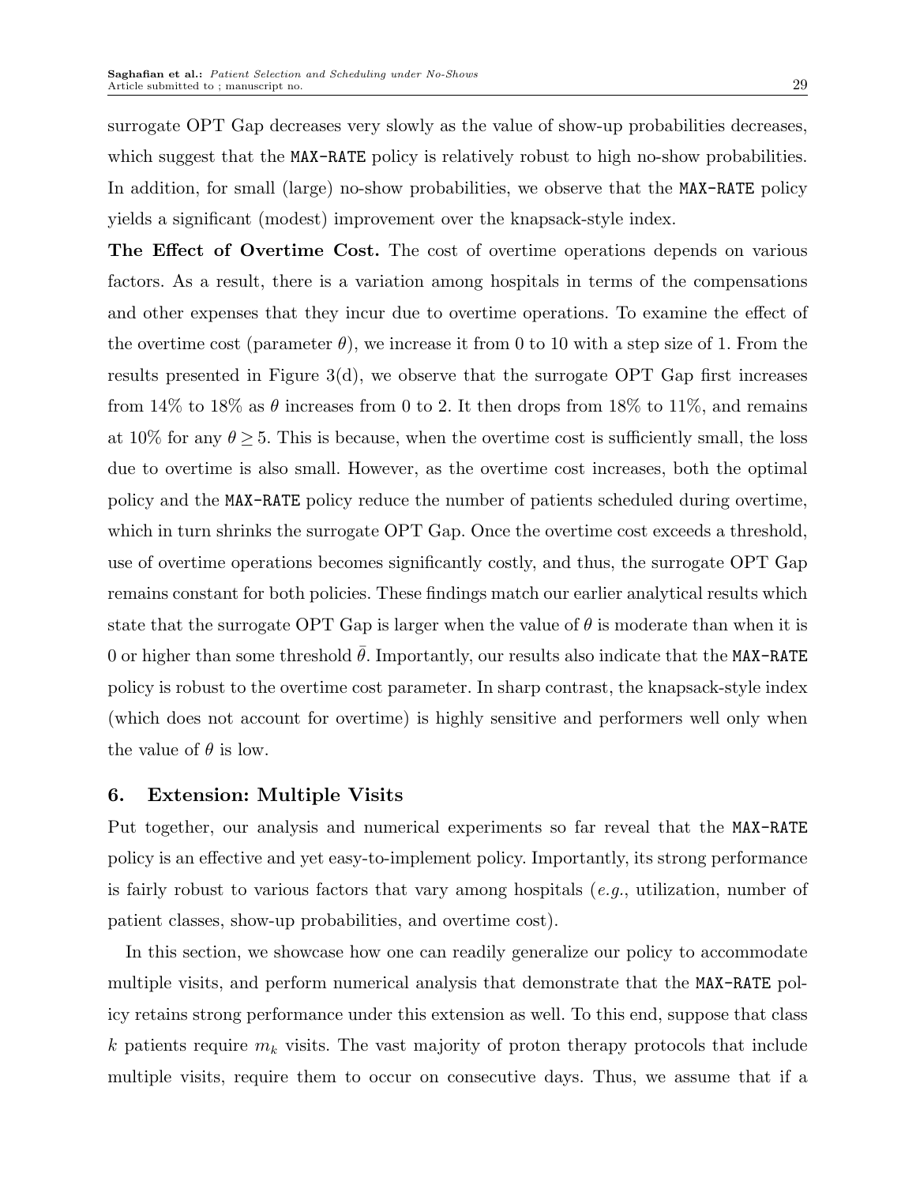surrogate OPT Gap decreases very slowly as the value of show-up probabilities decreases, which suggest that the `MAX-RATE` policy is relatively robust to high no-show probabilities. In addition, for small (large) no-show probabilities, we observe that the `MAX-RATE` policy yields a significant (modest) improvement over the knapsack-style index.

**The Effect of Overtime Cost.** The cost of overtime operations depends on various factors. As a result, there is a variation among hospitals in terms of the compensations and other expenses that they incur due to overtime operations. To examine the effect of the overtime cost (parameter $\theta$), we increase it from 0 to 10 with a step size of 1. From the results presented in Figure 3(d), we observe that the surrogate OPT Gap first increases from 14% to 18% as $\theta$ increases from 0 to 2. It then drops from 18% to 11%, and remains at 10% for any $\theta \geq 5$. This is because, when the overtime cost is sufficiently small, the loss due to overtime is also small. However, as the overtime cost increases, both the optimal policy and the `MAX-RATE` policy reduce the number of patients scheduled during overtime, which in turn shrinks the surrogate OPT Gap. Once the overtime cost exceeds a threshold, use of overtime operations becomes significantly costly, and thus, the surrogate OPT Gap remains constant for both policies. These findings match our earlier analytical results which state that the surrogate OPT Gap is larger when the value of $\theta$ is moderate than when it is 0 or higher than some threshold $\bar{\theta}$. Importantly, our results also indicate that the `MAX-RATE` policy is robust to the overtime cost parameter. In sharp contrast, the knapsack-style index (which does not account for overtime) is highly sensitive and performers well only when the value of $\theta$ is low.

## 6. Extension: Multiple Visits

Put together, our analysis and numerical experiments so far reveal that the `MAX-RATE` policy is an effective and yet easy-to-implement policy. Importantly, its strong performance is fairly robust to various factors that vary among hospitals (*e.g.*, utilization, number of patient classes, show-up probabilities, and overtime cost).

In this section, we showcase how one can readily generalize our policy to accommodate multiple visits, and perform numerical analysis that demonstrate that the `MAX-RATE` policy retains strong performance under this extension as well. To this end, suppose that class $k$ patients require $m_k$ visits. The vast majority of proton therapy protocols that include multiple visits, require them to occur on consecutive days. Thus, we assume that if a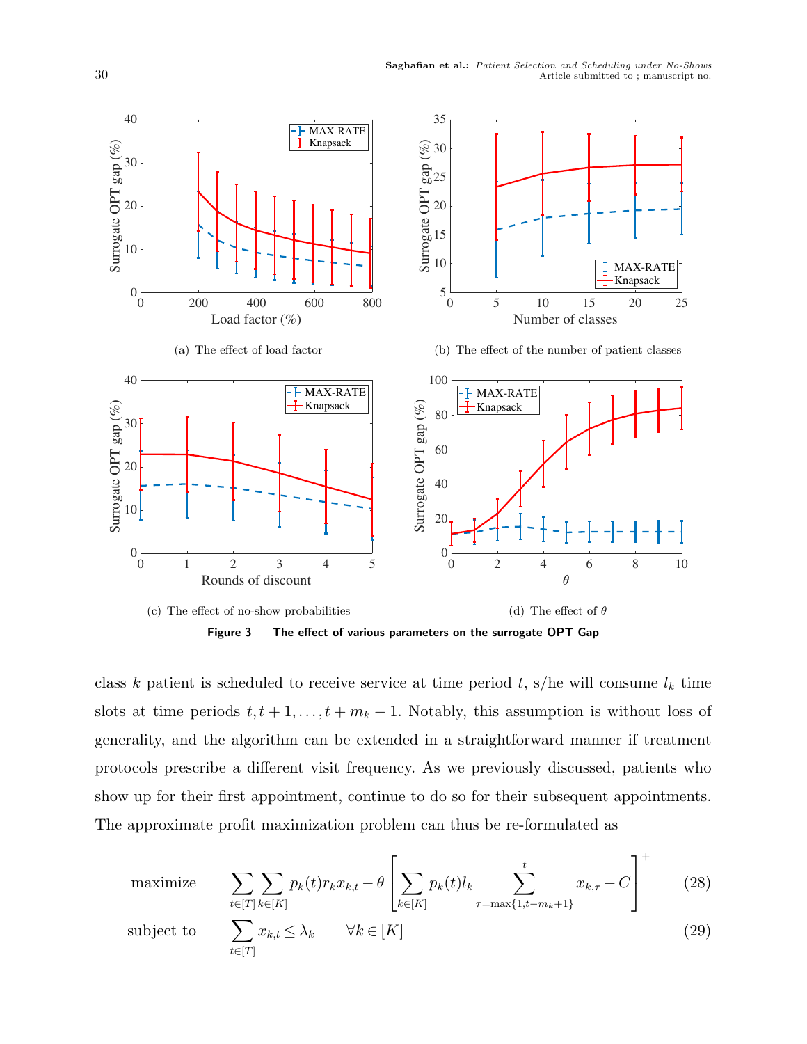(a) The effect of load factor

(b) The effect of the number of patient classes

(c) The effect of no-show probabilities

(d) The effect of $\theta$

**Figure 3 The effect of various parameters on the surrogate OPT Gap**

class $k$ patient is scheduled to receive service at time period $t$, s/he will consume $l_k$ time slots at time periods $t, t+1, \ldots, t+m_k-1$. Notably, this assumption is without loss of generality, and the algorithm can be extended in a straightforward manner if treatment protocols prescribe a different visit frequency. As we previously discussed, patients who show up for their first appointment, continue to do so for their subsequent appointments. The approximate profit maximization problem can thus be re-formulated as

$$\text{maximize} \quad \sum_{t\in[T]}\sum_{k\in[K]} p_k(t) r_k x_{k,t} - \theta \left[ \sum_{k\in[K]} p_k(t) l_k \sum_{\tau=\max\{1,t-m_k+1\}}^{t} x_{k,\tau} - C \right]^+ \tag{28}$$

$$\text{subject to} \quad \sum_{t\in[T]} x_{k,t} \le \lambda_k \qquad \forall k \in [K] \tag{29}$$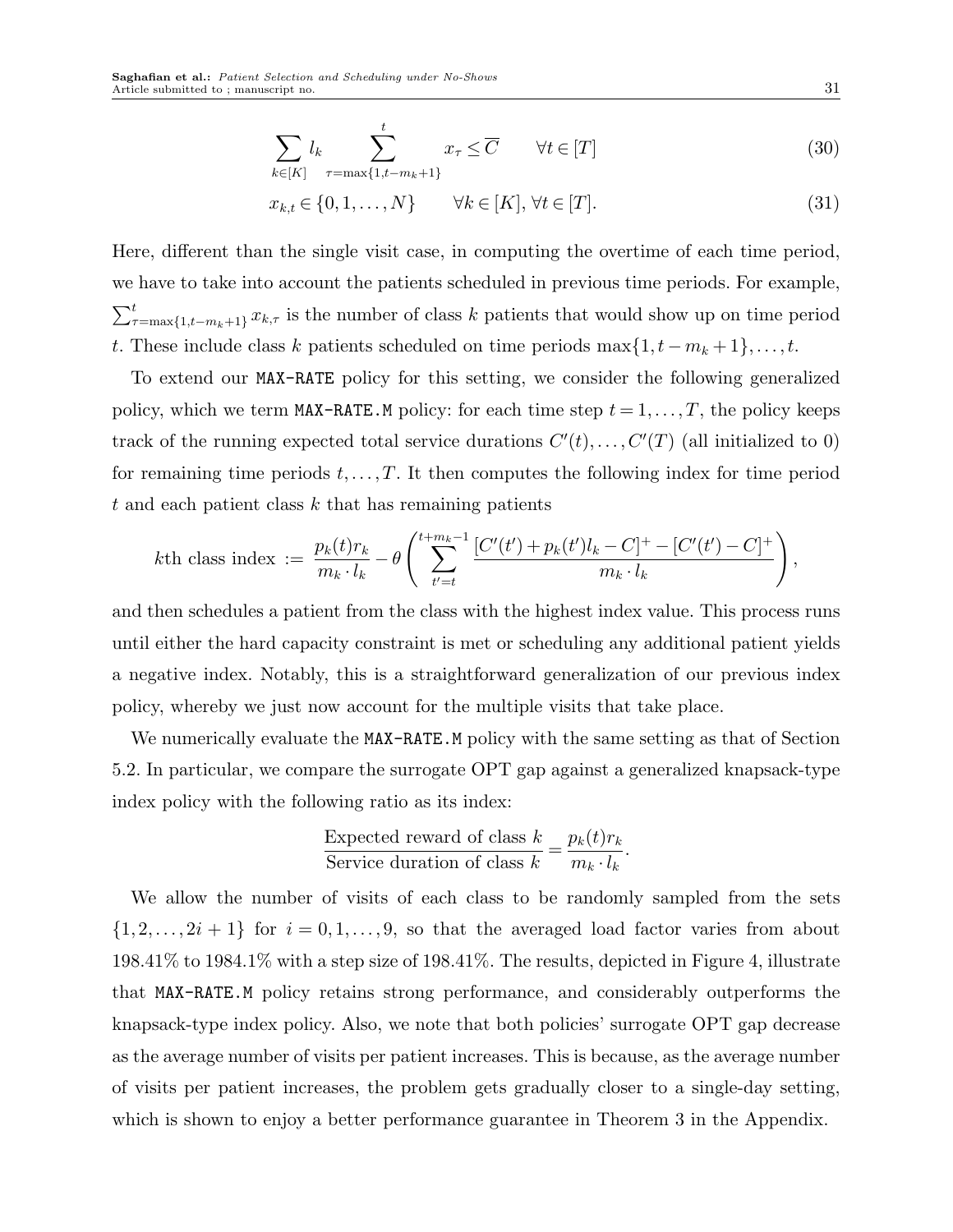$$\sum_{k \in [K]} l_k \sum_{\tau=\max\{1, t-m_k+1\}}^{t} x_\tau \leq \overline{C} \qquad \forall t \in [T] \tag{30}$$

$$x_{k,t} \in \{0, 1, \dots, N\} \qquad \forall k \in [K], \forall t \in [T]. \tag{31}$$

Here, different than the single visit case, in computing the overtime of each time period, we have to take into account the patients scheduled in previous time periods. For example, $\sum_{\tau=\max\{1,t-m_k+1\}}^{t} x_{k,\tau}$ is the number of class $k$ patients that would show up on time period $t$. These include class $k$ patients scheduled on time periods $\max\{1, t-m_k+1\}, \dots, t$.

To extend our `MAX-RATE` policy for this setting, we consider the following generalized policy, which we term `MAX-RATE.M` policy: for each time step $t = 1, \dots, T$, the policy keeps track of the running expected total service durations $C'(t), \dots, C'(T)$ (all initialized to 0) for remaining time periods $t, \dots, T$. It then computes the following index for time period $t$ and each patient class $k$ that has remaining patients

$$k\text{th class index} := \frac{p_k(t) r_k}{m_k \cdot l_k} - \theta \left( \sum_{t'=t}^{t+m_k-1} \frac{[C'(t') + p_k(t') l_k - C]^+ - [C'(t') - C]^+}{m_k \cdot l_k} \right),$$

and then schedules a patient from the class with the highest index value. This process runs until either the hard capacity constraint is met or scheduling any additional patient yields a negative index. Notably, this is a straightforward generalization of our previous index policy, whereby we just now account for the multiple visits that take place.

We numerically evaluate the `MAX-RATE.M` policy with the same setting as that of Section 5.2. In particular, we compare the surrogate OPT gap against a generalized knapsack-type index policy with the following ratio as its index:

$$\frac{\text{Expected reward of class } k}{\text{Service duration of class } k} = \frac{p_k(t) r_k}{m_k \cdot l_k}.$$

We allow the number of visits of each class to be randomly sampled from the sets $\{1, 2, \dots, 2i+1\}$ for $i = 0, 1, \dots, 9$, so that the averaged load factor varies from about 198.41% to 1984.1% with a step size of 198.41%. The results, depicted in Figure 4, illustrate that `MAX-RATE.M` policy retains strong performance, and considerably outperforms the knapsack-type index policy. Also, we note that both policies' surrogate OPT gap decrease as the average number of visits per patient increases. This is because, as the average number of visits per patient increases, the problem gets gradually closer to a single-day setting, which is shown to enjoy a better performance guarantee in Theorem 3 in the Appendix.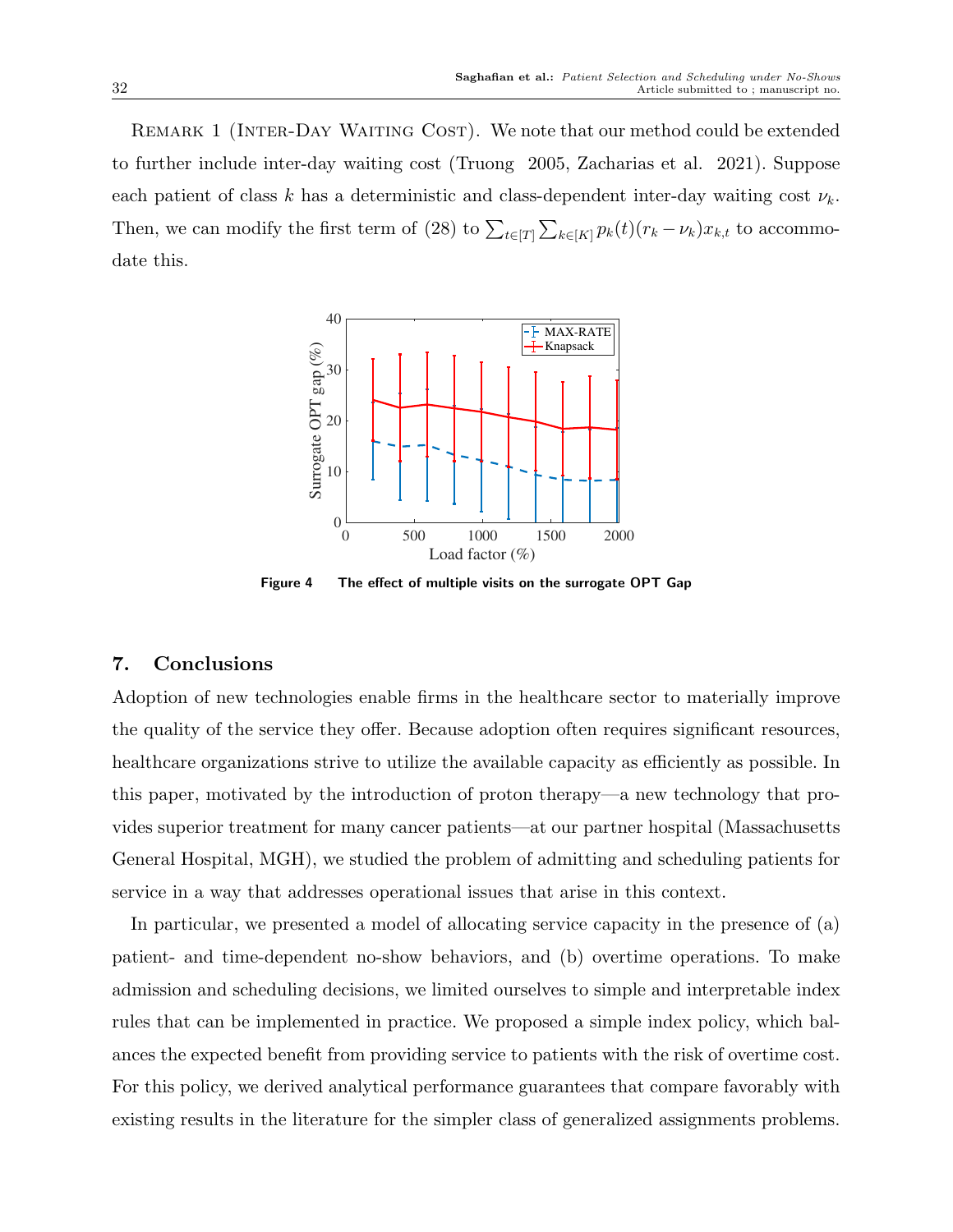Remark 1 (Inter-Day Waiting Cost). We note that our method could be extended to further include inter-day waiting cost (Truong 2005, Zacharias et al. 2021). Suppose each patient of class $k$ has a deterministic and class-dependent inter-day waiting cost $\nu_k$. Then, we can modify the first term of (28) to $\sum_{t\in[T]}\sum_{k\in[K]} p_k(t)(r_k - \nu_k)x_{k,t}$ to accommodate this.

**Figure 4** **The effect of multiple visits on the surrogate OPT Gap**

## 7. Conclusions

Adoption of new technologies enable firms in the healthcare sector to materially improve the quality of the service they offer. Because adoption often requires significant resources, healthcare organizations strive to utilize the available capacity as efficiently as possible. In this paper, motivated by the introduction of proton therapy—a new technology that provides superior treatment for many cancer patients—at our partner hospital (Massachusetts General Hospital, MGH), we studied the problem of admitting and scheduling patients for service in a way that addresses operational issues that arise in this context.

In particular, we presented a model of allocating service capacity in the presence of (a) patient- and time-dependent no-show behaviors, and (b) overtime operations. To make admission and scheduling decisions, we limited ourselves to simple and interpretable index rules that can be implemented in practice. We proposed a simple index policy, which balances the expected benefit from providing service to patients with the risk of overtime cost. For this policy, we derived analytical performance guarantees that compare favorably with existing results in the literature for the simpler class of generalized assignments problems.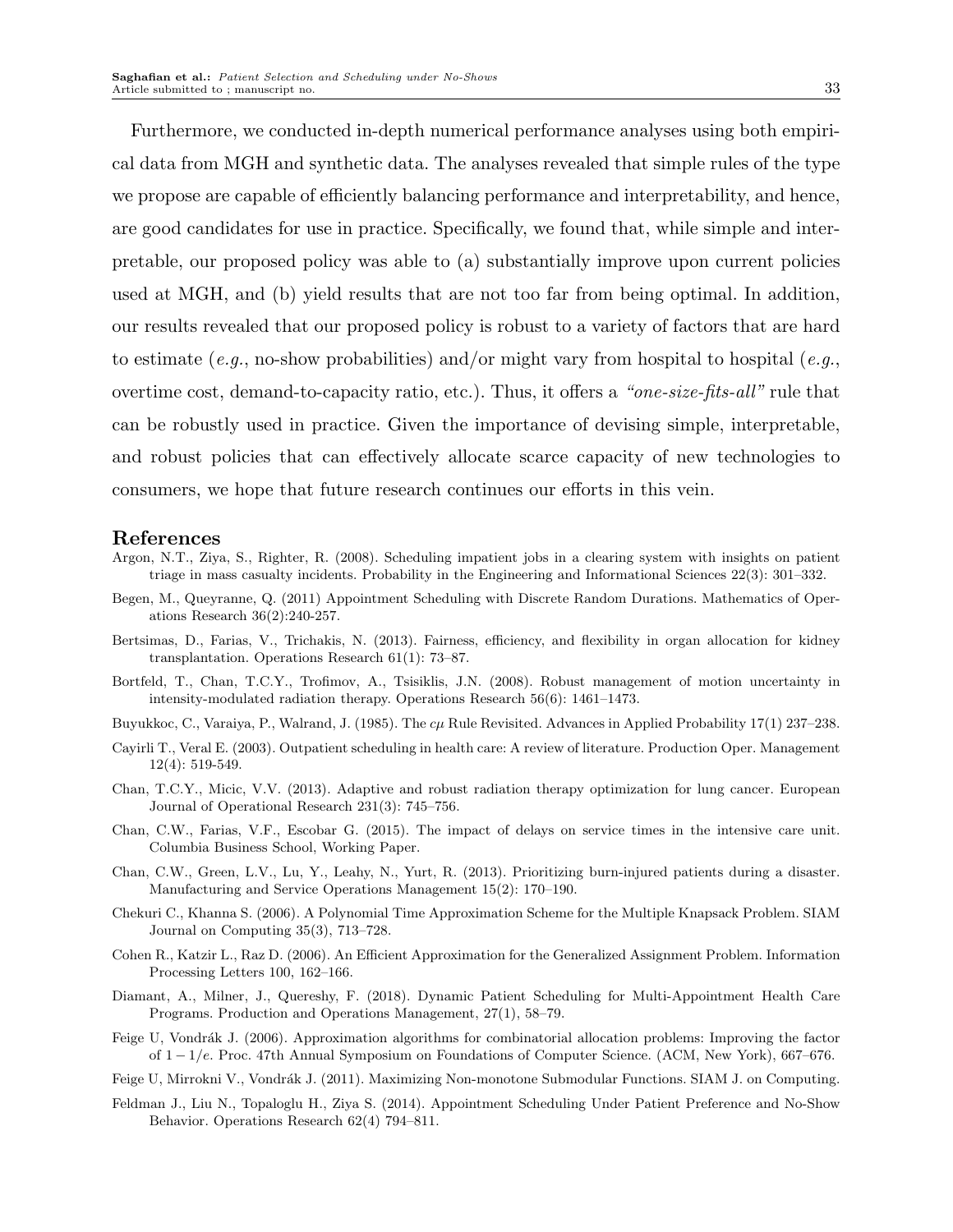Furthermore, we conducted in-depth numerical performance analyses using both empirical data from MGH and synthetic data. The analyses revealed that simple rules of the type we propose are capable of efficiently balancing performance and interpretability, and hence, are good candidates for use in practice. Specifically, we found that, while simple and interpretable, our proposed policy was able to (a) substantially improve upon current policies used at MGH, and (b) yield results that are not too far from being optimal. In addition, our results revealed that our proposed policy is robust to a variety of factors that are hard to estimate (*e.g.*, no-show probabilities) and/or might vary from hospital to hospital (*e.g.*, overtime cost, demand-to-capacity ratio, etc.). Thus, it offers a *"one-size-fits-all"* rule that can be robustly used in practice. Given the importance of devising simple, interpretable, and robust policies that can effectively allocate scarce capacity of new technologies to consumers, we hope that future research continues our efforts in this vein.

## References

Argon, N.T., Ziya, S., Righter, R. (2008). Scheduling impatient jobs in a clearing system with insights on patient triage in mass casualty incidents. Probability in the Engineering and Informational Sciences 22(3): 301–332.

Begen, M., Queyranne, Q. (2011) Appointment Scheduling with Discrete Random Durations. Mathematics of Operations Research 36(2):240-257.

Bertsimas, D., Farias, V., Trichakis, N. (2013). Fairness, efficiency, and flexibility in organ allocation for kidney transplantation. Operations Research 61(1): 73–87.

Bortfeld, T., Chan, T.C.Y., Trofimov, A., Tsisiklis, J.N. (2008). Robust management of motion uncertainty in intensity-modulated radiation therapy. Operations Research 56(6): 1461–1473.

Buyukkoc, C., Varaiya, P., Walrand, J. (1985). The $c\mu$ Rule Revisited. Advances in Applied Probability 17(1) 237–238.

Cayirli T., Veral E. (2003). Outpatient scheduling in health care: A review of literature. Production Oper. Management 12(4): 519-549.

Chan, T.C.Y., Micic, V.V. (2013). Adaptive and robust radiation therapy optimization for lung cancer. European Journal of Operational Research 231(3): 745–756.

Chan, C.W., Farias, V.F., Escobar G. (2015). The impact of delays on service times in the intensive care unit. Columbia Business School, Working Paper.

Chan, C.W., Green, L.V., Lu, Y., Leahy, N., Yurt, R. (2013). Prioritizing burn-injured patients during a disaster. Manufacturing and Service Operations Management 15(2): 170–190.

Chekuri C., Khanna S. (2006). A Polynomial Time Approximation Scheme for the Multiple Knapsack Problem. SIAM Journal on Computing 35(3), 713–728.

Cohen R., Katzir L., Raz D. (2006). An Efficient Approximation for the Generalized Assignment Problem. Information Processing Letters 100, 162–166.

Diamant, A., Milner, J., Quereshy, F. (2018). Dynamic Patient Scheduling for Multi-Appointment Health Care Programs. Production and Operations Management, 27(1), 58–79.

Feige U, Vondrák J. (2006). Approximation algorithms for combinatorial allocation problems: Improving the factor of $1 - 1/e$. Proc. 47th Annual Symposium on Foundations of Computer Science. (ACM, New York), 667–676.

Feige U, Mirrokni V., Vondrák J. (2011). Maximizing Non-monotone Submodular Functions. SIAM J. on Computing.

Feldman J., Liu N., Topaloglu H., Ziya S. (2014). Appointment Scheduling Under Patient Preference and No-Show Behavior. Operations Research 62(4) 794–811.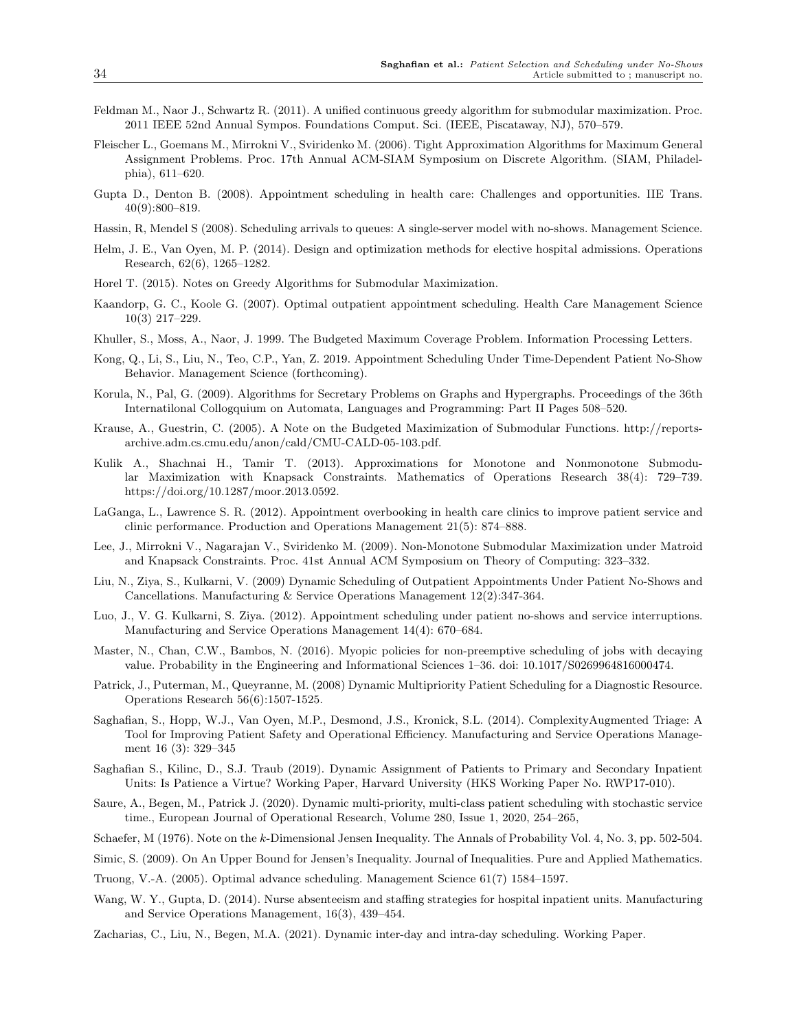Feldman M., Naor J., Schwartz R. (2011). A unified continuous greedy algorithm for submodular maximization. Proc. 2011 IEEE 52nd Annual Sympos. Foundations Comput. Sci. (IEEE, Piscataway, NJ), 570–579.

Fleischer L., Goemans M., Mirrokni V., Sviridenko M. (2006). Tight Approximation Algorithms for Maximum General Assignment Problems. Proc. 17th Annual ACM-SIAM Symposium on Discrete Algorithm. (SIAM, Philadelphia), 611–620.

Gupta D., Denton B. (2008). Appointment scheduling in health care: Challenges and opportunities. IIE Trans. 40(9):800–819.

Hassin, R, Mendel S (2008). Scheduling arrivals to queues: A single-server model with no-shows. Management Science.

Helm, J. E., Van Oyen, M. P. (2014). Design and optimization methods for elective hospital admissions. Operations Research, 62(6), 1265–1282.

Horel T. (2015). Notes on Greedy Algorithms for Submodular Maximization.

Kaandorp, G. C., Koole G. (2007). Optimal outpatient appointment scheduling. Health Care Management Science 10(3) 217–229.

Khuller, S., Moss, A., Naor, J. 1999. The Budgeted Maximum Coverage Problem. Information Processing Letters.

Kong, Q., Li, S., Liu, N., Teo, C.P., Yan, Z. 2019. Appointment Scheduling Under Time-Dependent Patient No-Show Behavior. Management Science (forthcoming).

Korula, N., Pal, G. (2009). Algorithms for Secretary Problems on Graphs and Hypergraphs. Proceedings of the 36th Internatilonal Collogquium on Automata, Languages and Programming: Part II Pages 508–520.

Krause, A., Guestrin, C. (2005). A Note on the Budgeted Maximization of Submodular Functions. http://reports-archive.adm.cs.cmu.edu/anon/cald/CMU-CALD-05-103.pdf.

Kulik A., Shachnai H., Tamir T. (2013). Approximations for Monotone and Nonmonotone Submodular Maximization with Knapsack Constraints. Mathematics of Operations Research 38(4): 729–739. https://doi.org/10.1287/moor.2013.0592.

LaGanga, L., Lawrence S. R. (2012). Appointment overbooking in health care clinics to improve patient service and clinic performance. Production and Operations Management 21(5): 874–888.

Lee, J., Mirrokni V., Nagarajan V., Sviridenko M. (2009). Non-Monotone Submodular Maximization under Matroid and Knapsack Constraints. Proc. 41st Annual ACM Symposium on Theory of Computing: 323–332.

Liu, N., Ziya, S., Kulkarni, V. (2009) Dynamic Scheduling of Outpatient Appointments Under Patient No-Shows and Cancellations. Manufacturing & Service Operations Management 12(2):347-364.

Luo, J., V. G. Kulkarni, S. Ziya. (2012). Appointment scheduling under patient no-shows and service interruptions. Manufacturing and Service Operations Management 14(4): 670–684.

Master, N., Chan, C.W., Bambos, N. (2016). Myopic policies for non-preemptive scheduling of jobs with decaying value. Probability in the Engineering and Informational Sciences 1–36. doi: 10.1017/S0269964816000474.

Patrick, J., Puterman, M., Queyranne, M. (2008) Dynamic Multipriority Patient Scheduling for a Diagnostic Resource. Operations Research 56(6):1507-1525.

Saghafian, S., Hopp, W.J., Van Oyen, M.P., Desmond, J.S., Kronick, S.L. (2014). ComplexityAugmented Triage: A Tool for Improving Patient Safety and Operational Efficiency. Manufacturing and Service Operations Management 16 (3): 329–345

Saghafian S., Kilinc, D., S.J. Traub (2019). Dynamic Assignment of Patients to Primary and Secondary Inpatient Units: Is Patience a Virtue? Working Paper, Harvard University (HKS Working Paper No. RWP17-010).

Saure, A., Begen, M., Patrick J. (2020). Dynamic multi-priority, multi-class patient scheduling with stochastic service time., European Journal of Operational Research, Volume 280, Issue 1, 2020, 254–265,

Schaefer, M (1976). Note on the $k$-Dimensional Jensen Inequality. The Annals of Probability Vol. 4, No. 3, pp. 502-504.

Simic, S. (2009). On An Upper Bound for Jensen's Inequality. Journal of Inequalities. Pure and Applied Mathematics.

Truong, V.-A. (2005). Optimal advance scheduling. Management Science 61(7) 1584–1597.

Wang, W. Y., Gupta, D. (2014). Nurse absenteeism and staffing strategies for hospital inpatient units. Manufacturing and Service Operations Management, 16(3), 439–454.

Zacharias, C., Liu, N., Begen, M.A. (2021). Dynamic inter-day and intra-day scheduling. Working Paper.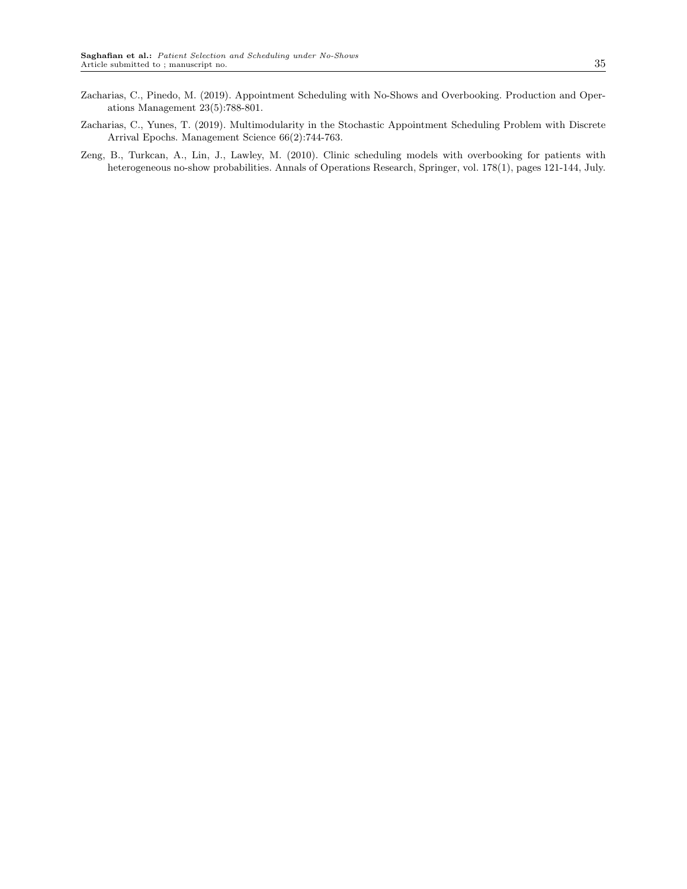Zacharias, C., Pinedo, M. (2019). Appointment Scheduling with No-Shows and Overbooking. Production and Operations Management 23(5):788-801.

Zacharias, C., Yunes, T. (2019). Multimodularity in the Stochastic Appointment Scheduling Problem with Discrete Arrival Epochs. Management Science 66(2):744-763.

Zeng, B., Turkcan, A., Lin, J., Lawley, M. (2010). Clinic scheduling models with overbooking for patients with heterogeneous no-show probabilities. Annals of Operations Research, Springer, vol. 178(1), pages 121-144, July.